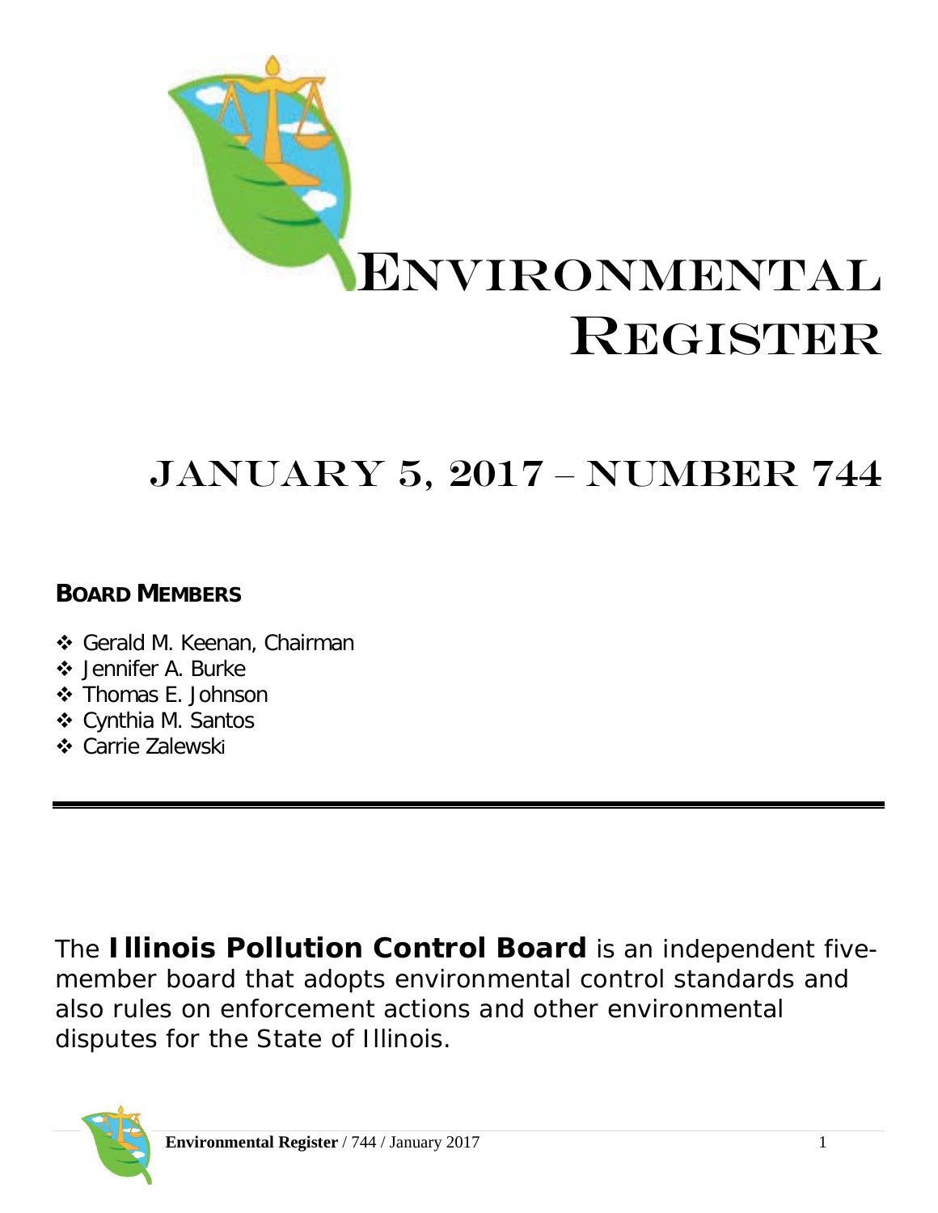# Environmental Register

## January 5, 2017 – Number 744

**BOARD MEMBERS**

- Gerald M. Keenan, Chairman
- Jennifer A. Burke
- Thomas E. Johnson
- Cynthia M. Santos
- Carrie Zalewski

---

The **Illinois Pollution Control Board** is an independent five-member board that adopts environmental control standards and also rules on enforcement actions and other environmental disputes for the State of Illinois.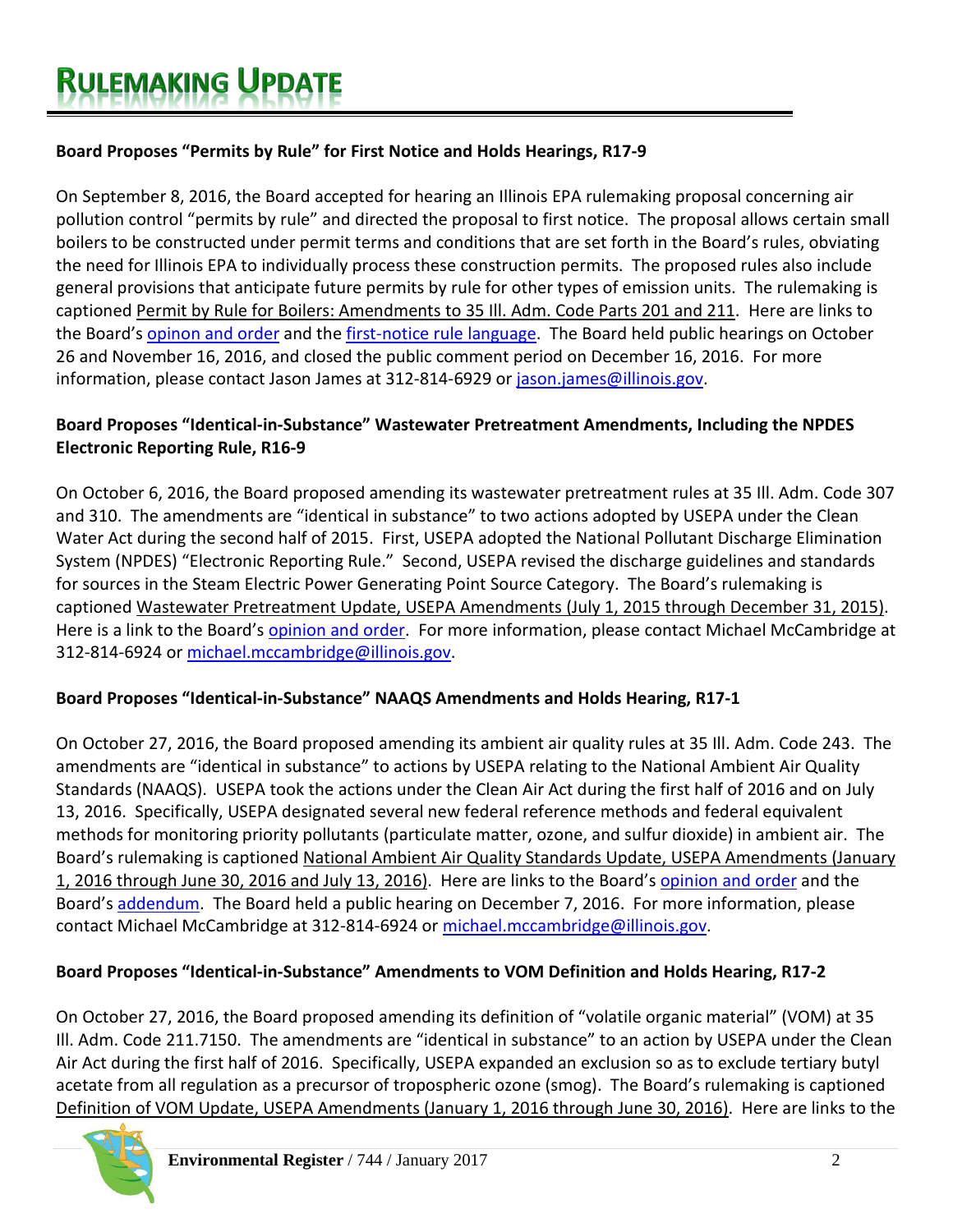# RULEMAKING UPDATE

### Board Proposes "Permits by Rule" for First Notice and Holds Hearings, R17-9

On September 8, 2016, the Board accepted for hearing an Illinois EPA rulemaking proposal concerning air pollution control "permits by rule" and directed the proposal to first notice. The proposal allows certain small boilers to be constructed under permit terms and conditions that are set forth in the Board's rules, obviating the need for Illinois EPA to individually process these construction permits. The proposed rules also include general provisions that anticipate future permits by rule for other types of emission units. The rulemaking is captioned Permit by Rule for Boilers: Amendments to 35 Ill. Adm. Code Parts 201 and 211. Here are links to the Board's opinon and order and the first-notice rule language. The Board held public hearings on October 26 and November 16, 2016, and closed the public comment period on December 16, 2016. For more information, please contact Jason James at 312-814-6929 or jason.james@illinois.gov.

### Board Proposes "Identical-in-Substance" Wastewater Pretreatment Amendments, Including the NPDES Electronic Reporting Rule, R16-9

On October 6, 2016, the Board proposed amending its wastewater pretreatment rules at 35 Ill. Adm. Code 307 and 310. The amendments are "identical in substance" to two actions adopted by USEPA under the Clean Water Act during the second half of 2015. First, USEPA adopted the National Pollutant Discharge Elimination System (NPDES) "Electronic Reporting Rule." Second, USEPA revised the discharge guidelines and standards for sources in the Steam Electric Power Generating Point Source Category. The Board's rulemaking is captioned Wastewater Pretreatment Update, USEPA Amendments (July 1, 2015 through December 31, 2015). Here is a link to the Board's opinion and order. For more information, please contact Michael McCambridge at 312-814-6924 or michael.mccambridge@illinois.gov.

### Board Proposes "Identical-in-Substance" NAAQS Amendments and Holds Hearing, R17-1

On October 27, 2016, the Board proposed amending its ambient air quality rules at 35 Ill. Adm. Code 243. The amendments are "identical in substance" to actions by USEPA relating to the National Ambient Air Quality Standards (NAAQS). USEPA took the actions under the Clean Air Act during the first half of 2016 and on July 13, 2016. Specifically, USEPA designated several new federal reference methods and federal equivalent methods for monitoring priority pollutants (particulate matter, ozone, and sulfur dioxide) in ambient air. The Board's rulemaking is captioned National Ambient Air Quality Standards Update, USEPA Amendments (January 1, 2016 through June 30, 2016 and July 13, 2016). Here are links to the Board's opinion and order and the Board's addendum. The Board held a public hearing on December 7, 2016. For more information, please contact Michael McCambridge at 312-814-6924 or michael.mccambridge@illinois.gov.

### Board Proposes "Identical-in-Substance" Amendments to VOM Definition and Holds Hearing, R17-2

On October 27, 2016, the Board proposed amending its definition of "volatile organic material" (VOM) at 35 Ill. Adm. Code 211.7150. The amendments are "identical in substance" to an action by USEPA under the Clean Air Act during the first half of 2016. Specifically, USEPA expanded an exclusion so as to exclude tertiary butyl acetate from all regulation as a precursor of tropospheric ozone (smog). The Board's rulemaking is captioned Definition of VOM Update, USEPA Amendments (January 1, 2016 through June 30, 2016). Here are links to the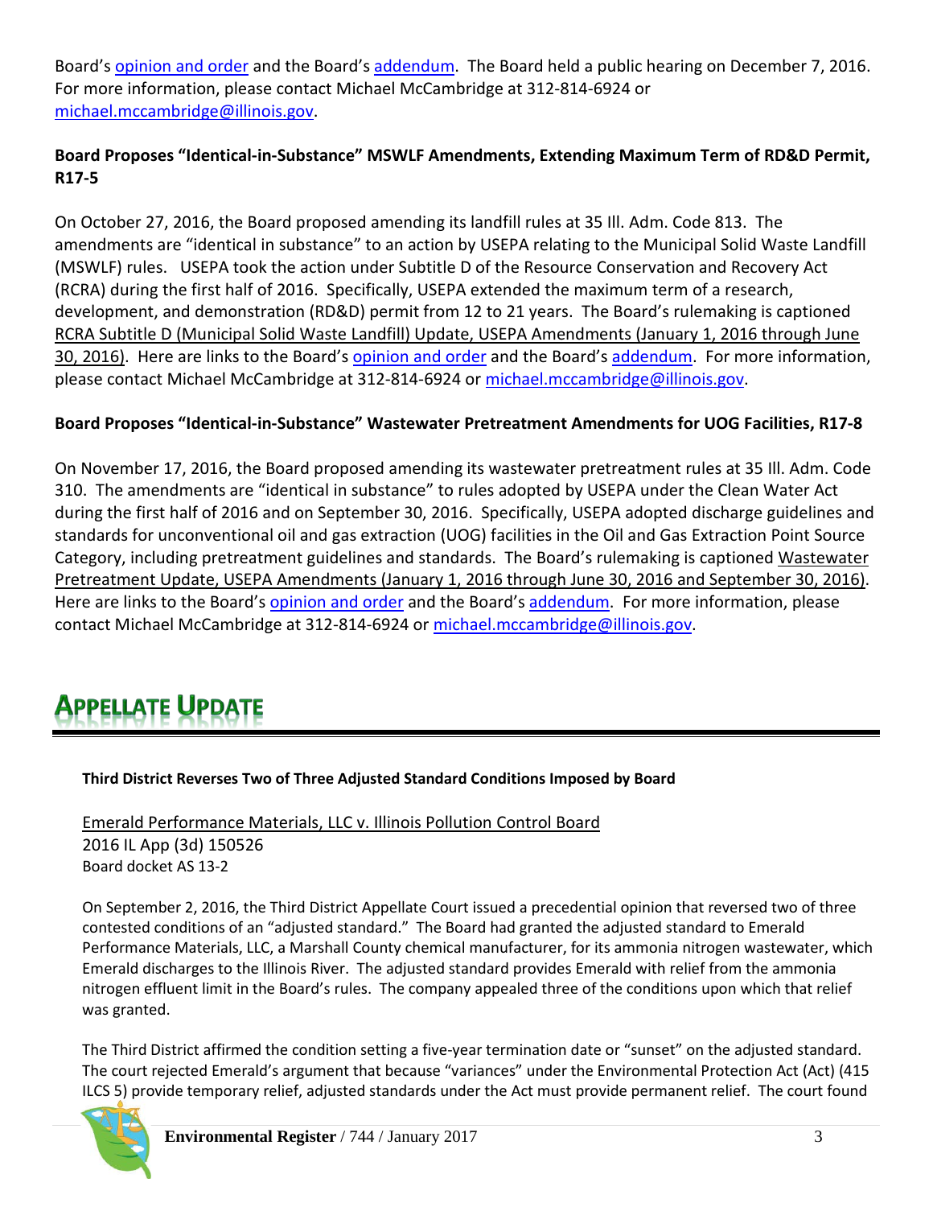Board's opinion and order and the Board's addendum. The Board held a public hearing on December 7, 2016. For more information, please contact Michael McCambridge at 312-814-6924 or michael.mccambridge@illinois.gov.

**Board Proposes "Identical-in-Substance" MSWLF Amendments, Extending Maximum Term of RD&D Permit, R17-5**

On October 27, 2016, the Board proposed amending its landfill rules at 35 Ill. Adm. Code 813. The amendments are "identical in substance" to an action by USEPA relating to the Municipal Solid Waste Landfill (MSWLF) rules. USEPA took the action under Subtitle D of the Resource Conservation and Recovery Act (RCRA) during the first half of 2016. Specifically, USEPA extended the maximum term of a research, development, and demonstration (RD&D) permit from 12 to 21 years. The Board's rulemaking is captioned RCRA Subtitle D (Municipal Solid Waste Landfill) Update, USEPA Amendments (January 1, 2016 through June 30, 2016). Here are links to the Board's opinion and order and the Board's addendum. For more information, please contact Michael McCambridge at 312-814-6924 or michael.mccambridge@illinois.gov.

**Board Proposes "Identical-in-Substance" Wastewater Pretreatment Amendments for UOG Facilities, R17-8**

On November 17, 2016, the Board proposed amending its wastewater pretreatment rules at 35 Ill. Adm. Code 310. The amendments are "identical in substance" to rules adopted by USEPA under the Clean Water Act during the first half of 2016 and on September 30, 2016. Specifically, USEPA adopted discharge guidelines and standards for unconventional oil and gas extraction (UOG) facilities in the Oil and Gas Extraction Point Source Category, including pretreatment guidelines and standards. The Board's rulemaking is captioned Wastewater Pretreatment Update, USEPA Amendments (January 1, 2016 through June 30, 2016 and September 30, 2016). Here are links to the Board's opinion and order and the Board's addendum. For more information, please contact Michael McCambridge at 312-814-6924 or michael.mccambridge@illinois.gov.

# APPELLATE UPDATE

**Third District Reverses Two of Three Adjusted Standard Conditions Imposed by Board**

Emerald Performance Materials, LLC v. Illinois Pollution Control Board
2016 IL App (3d) 150526
Board docket AS 13-2

On September 2, 2016, the Third District Appellate Court issued a precedential opinion that reversed two of three contested conditions of an "adjusted standard." The Board had granted the adjusted standard to Emerald Performance Materials, LLC, a Marshall County chemical manufacturer, for its ammonia nitrogen wastewater, which Emerald discharges to the Illinois River. The adjusted standard provides Emerald with relief from the ammonia nitrogen effluent limit in the Board's rules. The company appealed three of the conditions upon which that relief was granted.

The Third District affirmed the condition setting a five-year termination date or "sunset" on the adjusted standard. The court rejected Emerald's argument that because "variances" under the Environmental Protection Act (Act) (415 ILCS 5) provide temporary relief, adjusted standards under the Act must provide permanent relief. The court found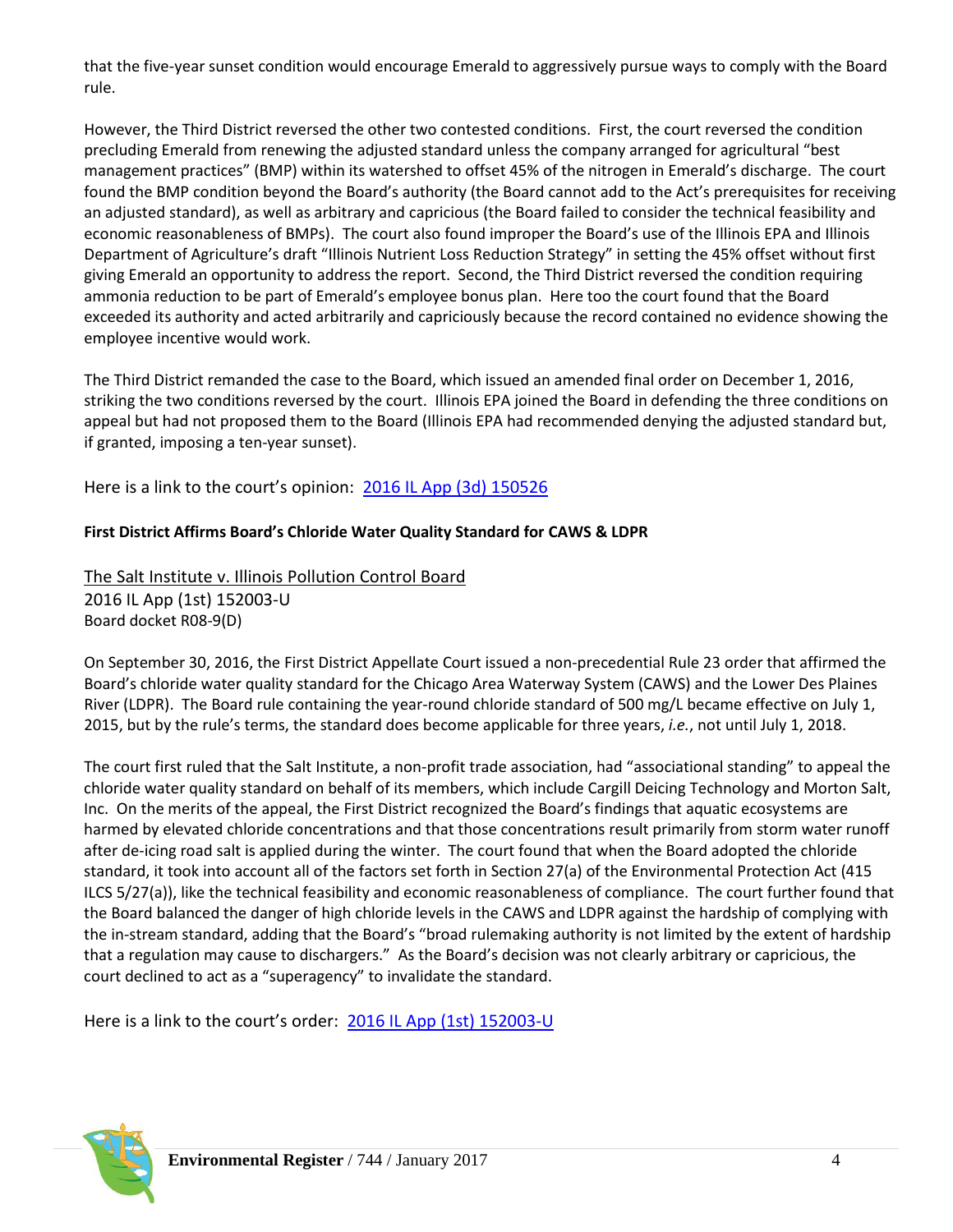that the five-year sunset condition would encourage Emerald to aggressively pursue ways to comply with the Board rule.

However, the Third District reversed the other two contested conditions. First, the court reversed the condition precluding Emerald from renewing the adjusted standard unless the company arranged for agricultural "best management practices" (BMP) within its watershed to offset 45% of the nitrogen in Emerald's discharge. The court found the BMP condition beyond the Board's authority (the Board cannot add to the Act's prerequisites for receiving an adjusted standard), as well as arbitrary and capricious (the Board failed to consider the technical feasibility and economic reasonableness of BMPs). The court also found improper the Board's use of the Illinois EPA and Illinois Department of Agriculture's draft "Illinois Nutrient Loss Reduction Strategy" in setting the 45% offset without first giving Emerald an opportunity to address the report. Second, the Third District reversed the condition requiring ammonia reduction to be part of Emerald's employee bonus plan. Here too the court found that the Board exceeded its authority and acted arbitrarily and capriciously because the record contained no evidence showing the employee incentive would work.

The Third District remanded the case to the Board, which issued an amended final order on December 1, 2016, striking the two conditions reversed by the court. Illinois EPA joined the Board in defending the three conditions on appeal but had not proposed them to the Board (Illinois EPA had recommended denying the adjusted standard but, if granted, imposing a ten-year sunset).

Here is a link to the court's opinion: [2016 IL App (3d) 150526]

**First District Affirms Board's Chloride Water Quality Standard for CAWS & LDPR**

The Salt Institute v. Illinois Pollution Control Board
2016 IL App (1st) 152003-U
Board docket R08-9(D)

On September 30, 2016, the First District Appellate Court issued a non-precedential Rule 23 order that affirmed the Board's chloride water quality standard for the Chicago Area Waterway System (CAWS) and the Lower Des Plaines River (LDPR). The Board rule containing the year-round chloride standard of 500 mg/L became effective on July 1, 2015, but by the rule's terms, the standard does become applicable for three years, *i.e.*, not until July 1, 2018.

The court first ruled that the Salt Institute, a non-profit trade association, had "associational standing" to appeal the chloride water quality standard on behalf of its members, which include Cargill Deicing Technology and Morton Salt, Inc. On the merits of the appeal, the First District recognized the Board's findings that aquatic ecosystems are harmed by elevated chloride concentrations and that those concentrations result primarily from storm water runoff after de-icing road salt is applied during the winter. The court found that when the Board adopted the chloride standard, it took into account all of the factors set forth in Section 27(a) of the Environmental Protection Act (415 ILCS 5/27(a)), like the technical feasibility and economic reasonableness of compliance. The court further found that the Board balanced the danger of high chloride levels in the CAWS and LDPR against the hardship of complying with the in-stream standard, adding that the Board's "broad rulemaking authority is not limited by the extent of hardship that a regulation may cause to dischargers." As the Board's decision was not clearly arbitrary or capricious, the court declined to act as a "superagency" to invalidate the standard.

Here is a link to the court's order: [2016 IL App (1st) 152003-U]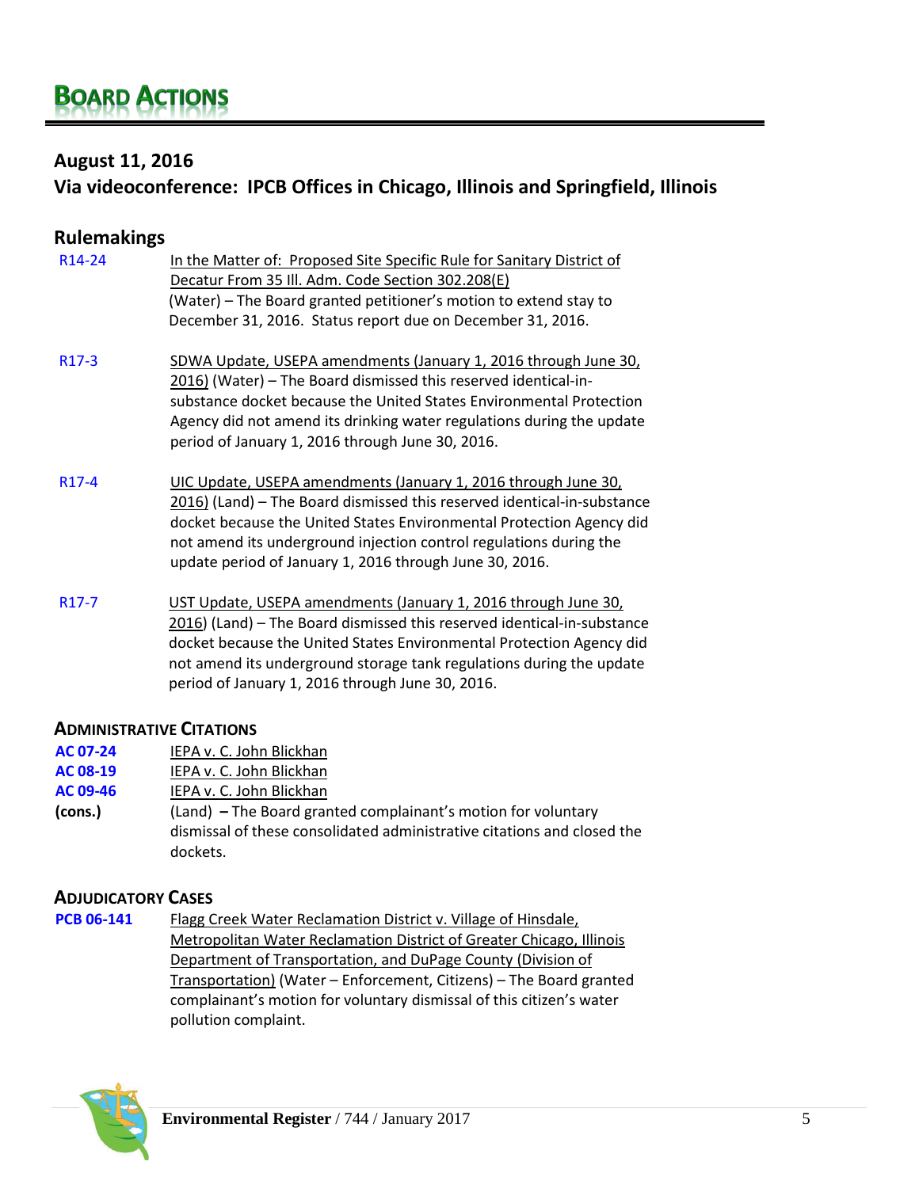# Board Actions

## August 11, 2016
## Via videoconference: IPCB Offices in Chicago, Illinois and Springfield, Illinois

### Rulemakings

R14-24 — In the Matter of: Proposed Site Specific Rule for Sanitary District of Decatur From 35 Ill. Adm. Code Section 302.208(E) (Water) – The Board granted petitioner's motion to extend stay to December 31, 2016. Status report due on December 31, 2016.

R17-3 — SDWA Update, USEPA amendments (January 1, 2016 through June 30, 2016) (Water) – The Board dismissed this reserved identical-in-substance docket because the United States Environmental Protection Agency did not amend its drinking water regulations during the update period of January 1, 2016 through June 30, 2016.

R17-4 — UIC Update, USEPA amendments (January 1, 2016 through June 30, 2016) (Land) – The Board dismissed this reserved identical-in-substance docket because the United States Environmental Protection Agency did not amend its underground injection control regulations during the update period of January 1, 2016 through June 30, 2016.

R17-7 — UST Update, USEPA amendments (January 1, 2016 through June 30, 2016) (Land) – The Board dismissed this reserved identical-in-substance docket because the United States Environmental Protection Agency did not amend its underground storage tank regulations during the update period of January 1, 2016 through June 30, 2016.

### Administrative Citations

**AC 07-24** — IEPA v. C. John Blickhan
**AC 08-19** — IEPA v. C. John Blickhan
**AC 09-46** — IEPA v. C. John Blickhan
**(cons.)** — (Land) **–** The Board granted complainant's motion for voluntary dismissal of these consolidated administrative citations and closed the dockets.

### Adjudicatory Cases

**PCB 06-141** — Flagg Creek Water Reclamation District v. Village of Hinsdale, Metropolitan Water Reclamation District of Greater Chicago, Illinois Department of Transportation, and DuPage County (Division of Transportation) (Water – Enforcement, Citizens) – The Board granted complainant's motion for voluntary dismissal of this citizen's water pollution complaint.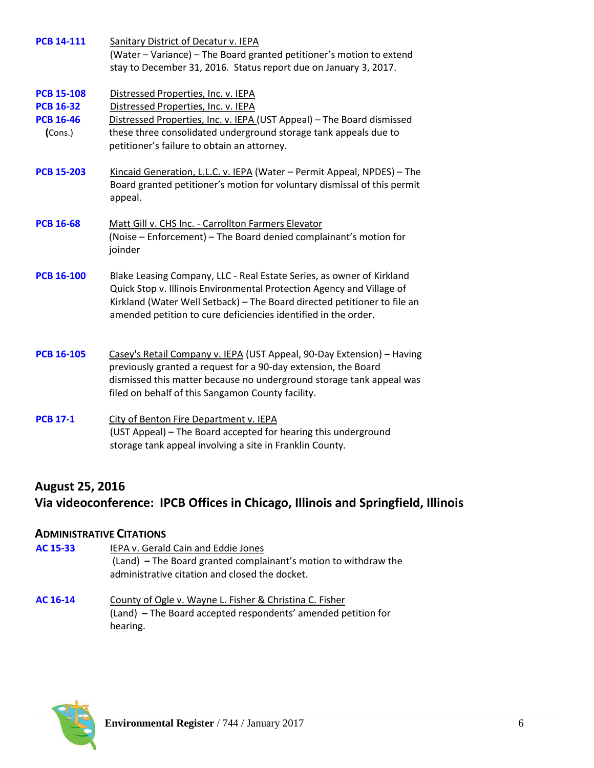**PCB 14-111** Sanitary District of Decatur v. IEPA
(Water – Variance) – The Board granted petitioner's motion to extend stay to December 31, 2016. Status report due on January 3, 2017.

**PCB 15-108** Distressed Properties, Inc. v. IEPA
**PCB 16-32** Distressed Properties, Inc. v. IEPA
**PCB 16-46** Distressed Properties, Inc. v. IEPA (UST Appeal) – The Board dismissed
**(**Cons.) these three consolidated underground storage tank appeals due to petitioner's failure to obtain an attorney.

**PCB 15-203** Kincaid Generation, L.L.C. v. IEPA (Water – Permit Appeal, NPDES) – The Board granted petitioner's motion for voluntary dismissal of this permit appeal.

**PCB 16-68** Matt Gill v. CHS Inc. - Carrollton Farmers Elevator
(Noise – Enforcement) – The Board denied complainant's motion for joinder

**PCB 16-100** Blake Leasing Company, LLC - Real Estate Series, as owner of Kirkland Quick Stop v. Illinois Environmental Protection Agency and Village of Kirkland (Water Well Setback) – The Board directed petitioner to file an amended petition to cure deficiencies identified in the order.

**PCB 16-105** Casey's Retail Company v. IEPA (UST Appeal, 90-Day Extension) – Having previously granted a request for a 90-day extension, the Board dismissed this matter because no underground storage tank appeal was filed on behalf of this Sangamon County facility.

**PCB 17-1** City of Benton Fire Department v. IEPA
(UST Appeal) – The Board accepted for hearing this underground storage tank appeal involving a site in Franklin County.

## August 25, 2016
## Via videoconference: IPCB Offices in Chicago, Illinois and Springfield, Illinois

### ADMINISTRATIVE CITATIONS

**AC 15-33** IEPA v. Gerald Cain and Eddie Jones
(Land) **–** The Board granted complainant's motion to withdraw the administrative citation and closed the docket.

**AC 16-14** County of Ogle v. Wayne L. Fisher & Christina C. Fisher
(Land) **–** The Board accepted respondents' amended petition for hearing.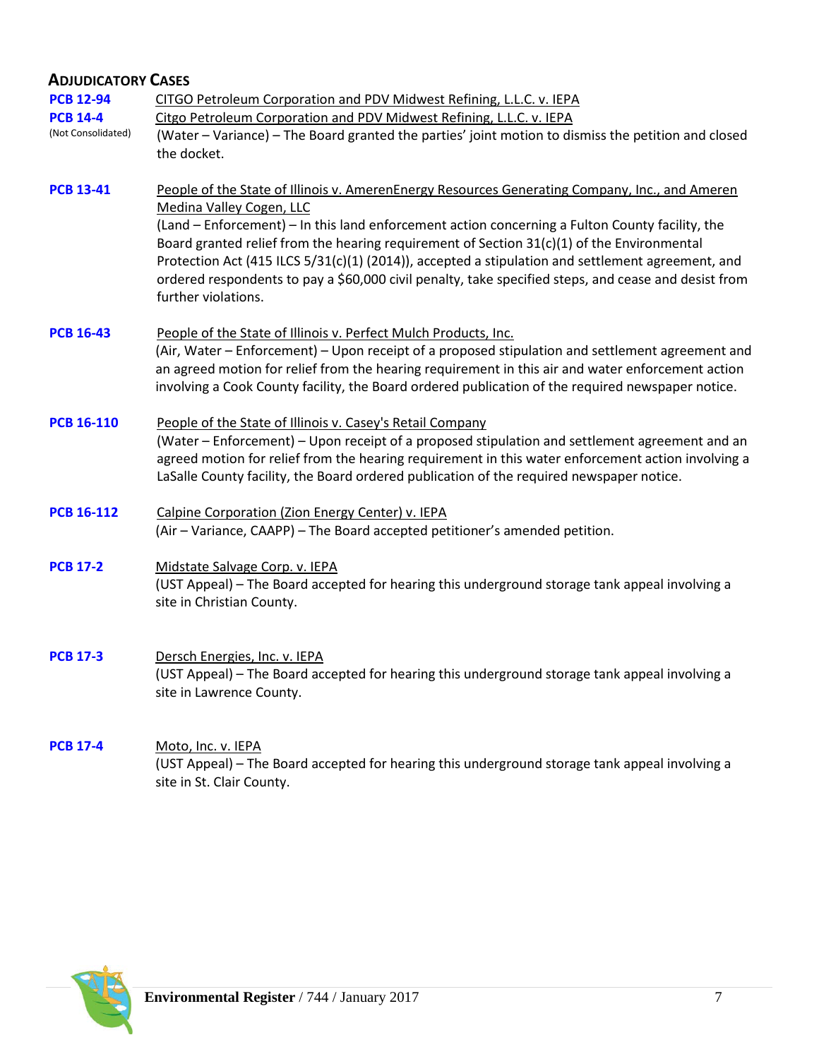## ADJUDICATORY CASES

**PCB 12-94**
**PCB 14-4**
(Not Consolidated)

CITGO Petroleum Corporation and PDV Midwest Refining, L.L.C. v. IEPA
Citgo Petroleum Corporation and PDV Midwest Refining, L.L.C. v. IEPA
(Water – Variance) – The Board granted the parties' joint motion to dismiss the petition and closed the docket.

**PCB 13-41**

People of the State of Illinois v. AmerenEnergy Resources Generating Company, Inc., and Ameren Medina Valley Cogen, LLC
(Land – Enforcement) – In this land enforcement action concerning a Fulton County facility, the Board granted relief from the hearing requirement of Section 31(c)(1) of the Environmental Protection Act (415 ILCS 5/31(c)(1) (2014)), accepted a stipulation and settlement agreement, and ordered respondents to pay a $60,000 civil penalty, take specified steps, and cease and desist from further violations.

**PCB 16-43**

People of the State of Illinois v. Perfect Mulch Products, Inc.
(Air, Water – Enforcement) – Upon receipt of a proposed stipulation and settlement agreement and an agreed motion for relief from the hearing requirement in this air and water enforcement action involving a Cook County facility, the Board ordered publication of the required newspaper notice.

**PCB 16-110**

People of the State of Illinois v. Casey's Retail Company
(Water – Enforcement) – Upon receipt of a proposed stipulation and settlement agreement and an agreed motion for relief from the hearing requirement in this water enforcement action involving a LaSalle County facility, the Board ordered publication of the required newspaper notice.

**PCB 16-112**

Calpine Corporation (Zion Energy Center) v. IEPA
(Air – Variance, CAAPP) – The Board accepted petitioner's amended petition.

**PCB 17-2**

Midstate Salvage Corp. v. IEPA
(UST Appeal) – The Board accepted for hearing this underground storage tank appeal involving a site in Christian County.

**PCB 17-3**

Dersch Energies, Inc. v. IEPA
(UST Appeal) – The Board accepted for hearing this underground storage tank appeal involving a site in Lawrence County.

**PCB 17-4**

Moto, Inc. v. IEPA
(UST Appeal) – The Board accepted for hearing this underground storage tank appeal involving a site in St. Clair County.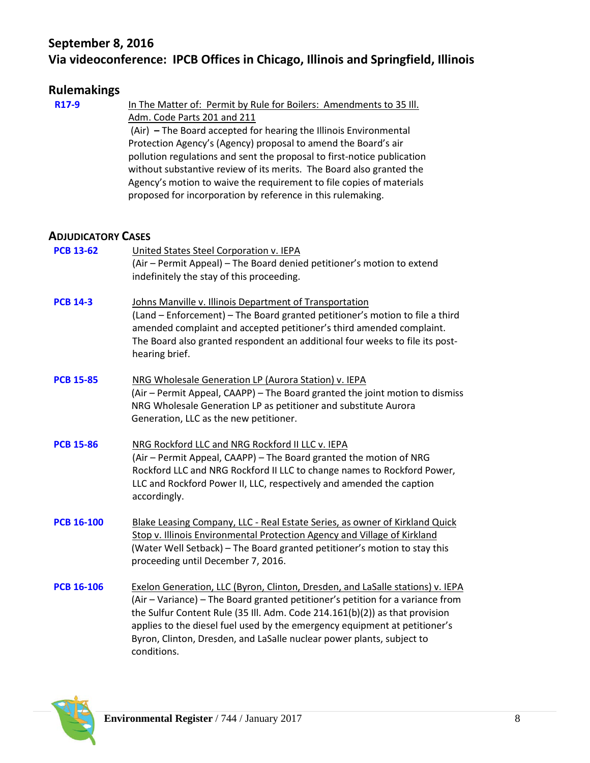## September 8, 2016
## Via videoconference: IPCB Offices in Chicago, Illinois and Springfield, Illinois

### Rulemakings

**R17-9** — In The Matter of: Permit by Rule for Boilers: Amendments to 35 Ill. Adm. Code Parts 201 and 211
(Air) **–** The Board accepted for hearing the Illinois Environmental Protection Agency's (Agency) proposal to amend the Board's air pollution regulations and sent the proposal to first-notice publication without substantive review of its merits. The Board also granted the Agency's motion to waive the requirement to file copies of materials proposed for incorporation by reference in this rulemaking.

### ADJUDICATORY CASES

**PCB 13-62** — United States Steel Corporation v. IEPA
(Air – Permit Appeal) – The Board denied petitioner's motion to extend indefinitely the stay of this proceeding.

**PCB 14-3** — Johns Manville v. Illinois Department of Transportation
(Land – Enforcement) – The Board granted petitioner's motion to file a third amended complaint and accepted petitioner's third amended complaint. The Board also granted respondent an additional four weeks to file its post-hearing brief.

**PCB 15-85** — NRG Wholesale Generation LP (Aurora Station) v. IEPA
(Air – Permit Appeal, CAAPP) – The Board granted the joint motion to dismiss NRG Wholesale Generation LP as petitioner and substitute Aurora Generation, LLC as the new petitioner.

**PCB 15-86** — NRG Rockford LLC and NRG Rockford II LLC v. IEPA
(Air – Permit Appeal, CAAPP) – The Board granted the motion of NRG Rockford LLC and NRG Rockford II LLC to change names to Rockford Power, LLC and Rockford Power II, LLC, respectively and amended the caption accordingly.

**PCB 16-100** — Blake Leasing Company, LLC - Real Estate Series, as owner of Kirkland Quick Stop v. Illinois Environmental Protection Agency and Village of Kirkland
(Water Well Setback) – The Board granted petitioner's motion to stay this proceeding until December 7, 2016.

**PCB 16-106** — Exelon Generation, LLC (Byron, Clinton, Dresden, and LaSalle stations) v. IEPA
(Air – Variance) – The Board granted petitioner's petition for a variance from the Sulfur Content Rule (35 Ill. Adm. Code 214.161(b)(2)) as that provision applies to the diesel fuel used by the emergency equipment at petitioner's Byron, Clinton, Dresden, and LaSalle nuclear power plants, subject to conditions.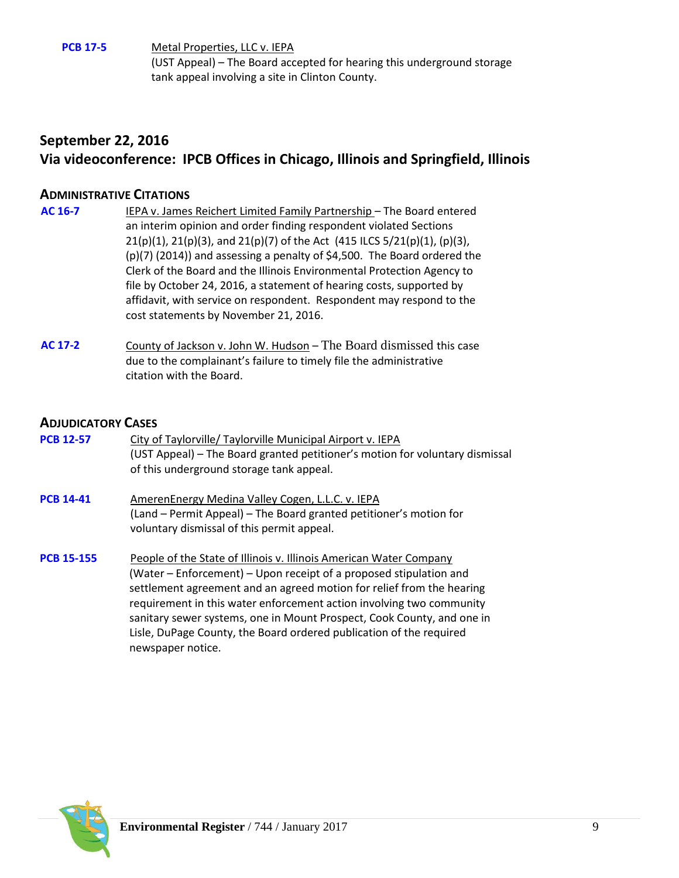**PCB 17-5** Metal Properties, LLC v. IEPA
(UST Appeal) – The Board accepted for hearing this underground storage tank appeal involving a site in Clinton County.

## September 22, 2016
## Via videoconference: IPCB Offices in Chicago, Illinois and Springfield, Illinois

### ADMINISTRATIVE CITATIONS

**AC 16-7** IEPA v. James Reichert Limited Family Partnership – The Board entered an interim opinion and order finding respondent violated Sections 21(p)(1), 21(p)(3), and 21(p)(7) of the Act (415 ILCS 5/21(p)(1), (p)(3), (p)(7) (2014)) and assessing a penalty of $4,500. The Board ordered the Clerk of the Board and the Illinois Environmental Protection Agency to file by October 24, 2016, a statement of hearing costs, supported by affidavit, with service on respondent. Respondent may respond to the cost statements by November 21, 2016.

**AC 17-2** County of Jackson v. John W. Hudson – The Board dismissed this case due to the complainant's failure to timely file the administrative citation with the Board.

### ADJUDICATORY CASES

**PCB 12-57** City of Taylorville/ Taylorville Municipal Airport v. IEPA
(UST Appeal) – The Board granted petitioner's motion for voluntary dismissal of this underground storage tank appeal.

**PCB 14-41** AmerenEnergy Medina Valley Cogen, L.L.C. v. IEPA
(Land – Permit Appeal) – The Board granted petitioner's motion for voluntary dismissal of this permit appeal.

**PCB 15-155** People of the State of Illinois v. Illinois American Water Company
(Water – Enforcement) – Upon receipt of a proposed stipulation and settlement agreement and an agreed motion for relief from the hearing requirement in this water enforcement action involving two community sanitary sewer systems, one in Mount Prospect, Cook County, and one in Lisle, DuPage County, the Board ordered publication of the required newspaper notice.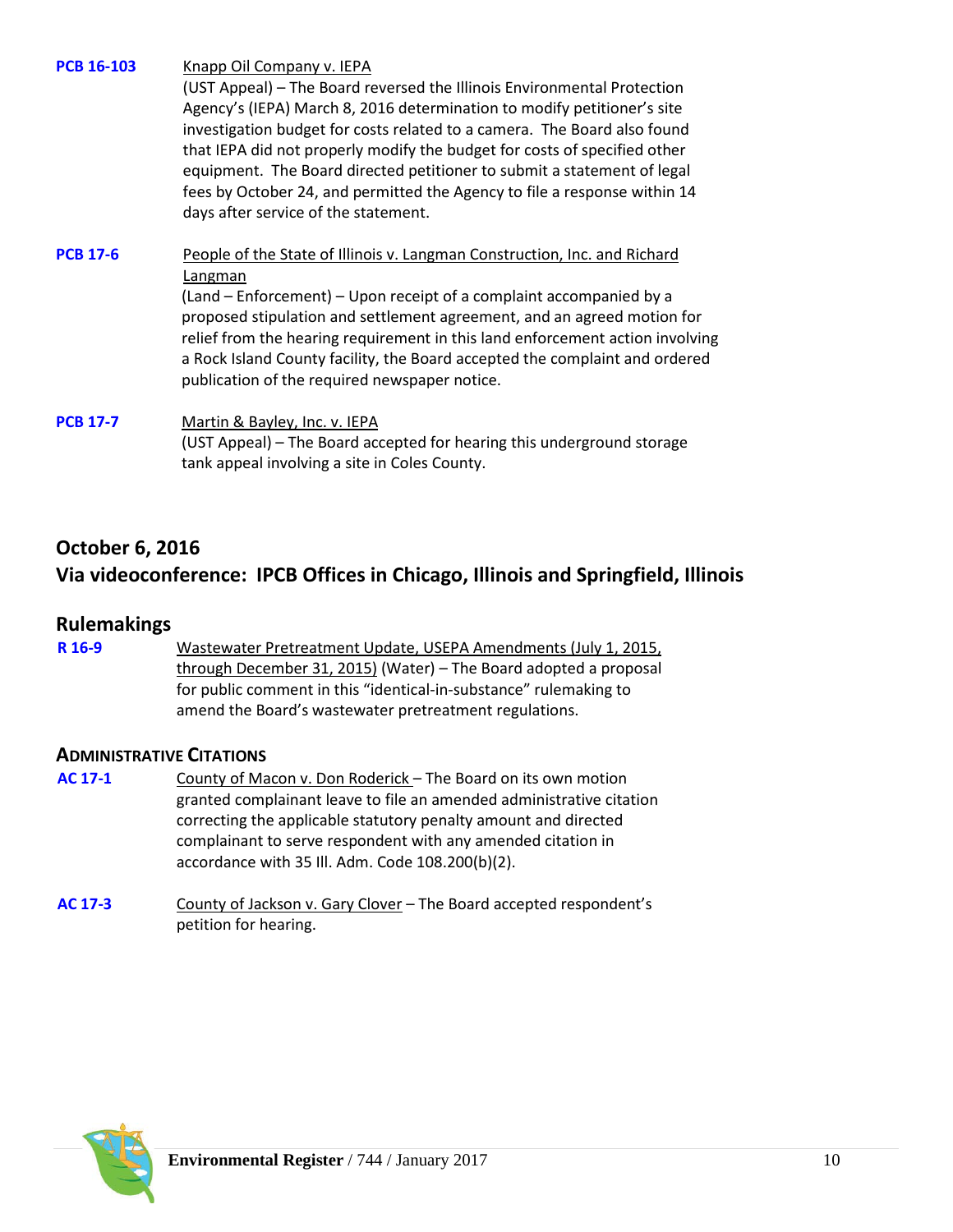**PCB 16-103** Knapp Oil Company v. IEPA
(UST Appeal) – The Board reversed the Illinois Environmental Protection Agency's (IEPA) March 8, 2016 determination to modify petitioner's site investigation budget for costs related to a camera. The Board also found that IEPA did not properly modify the budget for costs of specified other equipment. The Board directed petitioner to submit a statement of legal fees by October 24, and permitted the Agency to file a response within 14 days after service of the statement.

**PCB 17-6** People of the State of Illinois v. Langman Construction, Inc. and Richard Langman
(Land – Enforcement) – Upon receipt of a complaint accompanied by a proposed stipulation and settlement agreement, and an agreed motion for relief from the hearing requirement in this land enforcement action involving a Rock Island County facility, the Board accepted the complaint and ordered publication of the required newspaper notice.

**PCB 17-7** Martin & Bayley, Inc. v. IEPA
(UST Appeal) – The Board accepted for hearing this underground storage tank appeal involving a site in Coles County.

## October 6, 2016
## Via videoconference: IPCB Offices in Chicago, Illinois and Springfield, Illinois

### Rulemakings

**R 16-9** Wastewater Pretreatment Update, USEPA Amendments (July 1, 2015, through December 31, 2015) (Water) – The Board adopted a proposal for public comment in this "identical-in-substance" rulemaking to amend the Board's wastewater pretreatment regulations.

### Administrative Citations

**AC 17-1** County of Macon v. Don Roderick – The Board on its own motion granted complainant leave to file an amended administrative citation correcting the applicable statutory penalty amount and directed complainant to serve respondent with any amended citation in accordance with 35 Ill. Adm. Code 108.200(b)(2).

**AC 17-3** County of Jackson v. Gary Clover – The Board accepted respondent's petition for hearing.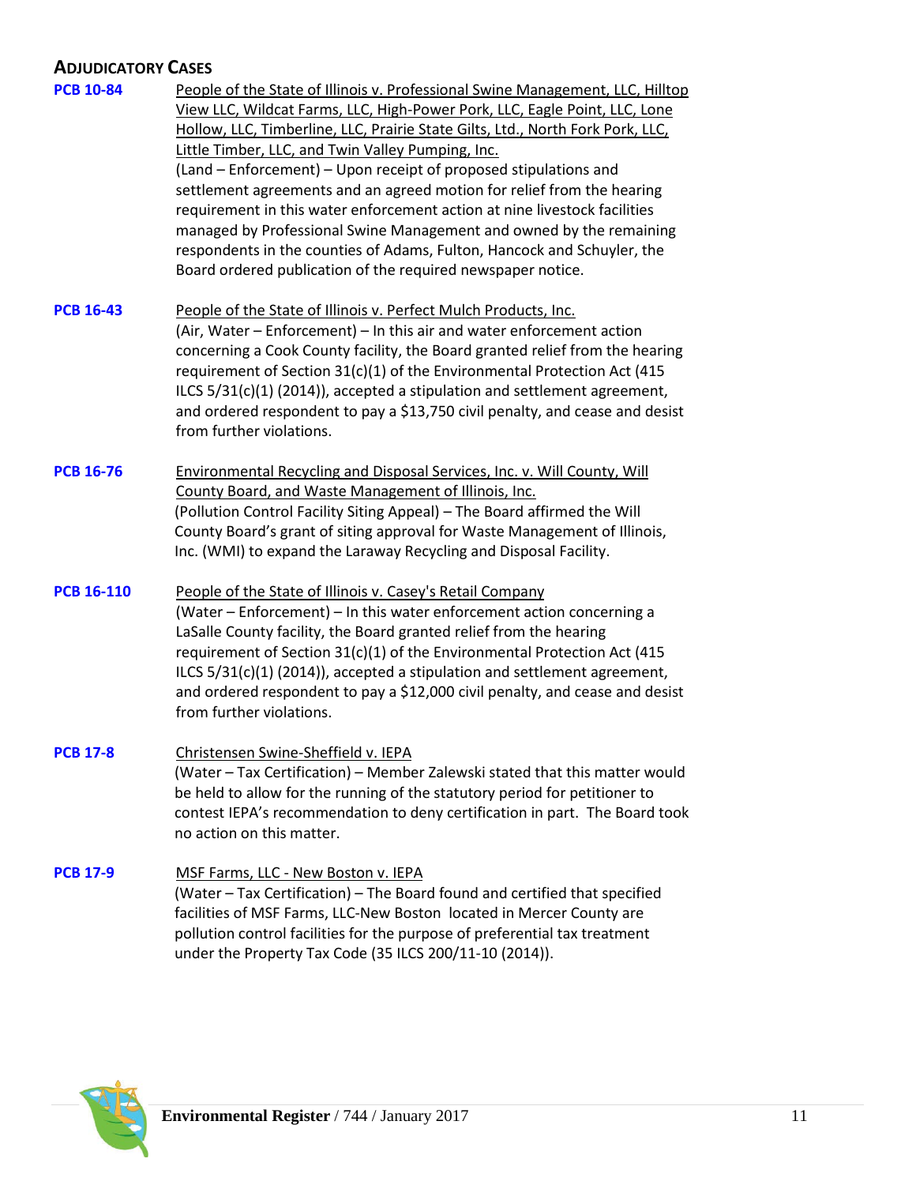## Adjudicatory Cases

**PCB 10-84**

People of the State of Illinois v. Professional Swine Management, LLC, Hilltop View LLC, Wildcat Farms, LLC, High-Power Pork, LLC, Eagle Point, LLC, Lone Hollow, LLC, Timberline, LLC, Prairie State Gilts, Ltd., North Fork Pork, LLC, Little Timber, LLC, and Twin Valley Pumping, Inc.

(Land – Enforcement) – Upon receipt of proposed stipulations and settlement agreements and an agreed motion for relief from the hearing requirement in this water enforcement action at nine livestock facilities managed by Professional Swine Management and owned by the remaining respondents in the counties of Adams, Fulton, Hancock and Schuyler, the Board ordered publication of the required newspaper notice.

**PCB 16-43**

People of the State of Illinois v. Perfect Mulch Products, Inc.

(Air, Water – Enforcement) – In this air and water enforcement action concerning a Cook County facility, the Board granted relief from the hearing requirement of Section 31(c)(1) of the Environmental Protection Act (415 ILCS 5/31(c)(1) (2014)), accepted a stipulation and settlement agreement, and ordered respondent to pay a $13,750 civil penalty, and cease and desist from further violations.

**PCB 16-76**

Environmental Recycling and Disposal Services, Inc. v. Will County, Will County Board, and Waste Management of Illinois, Inc.

(Pollution Control Facility Siting Appeal) – The Board affirmed the Will County Board's grant of siting approval for Waste Management of Illinois, Inc. (WMI) to expand the Laraway Recycling and Disposal Facility.

**PCB 16-110**

People of the State of Illinois v. Casey's Retail Company

(Water – Enforcement) – In this water enforcement action concerning a LaSalle County facility, the Board granted relief from the hearing requirement of Section 31(c)(1) of the Environmental Protection Act (415 ILCS 5/31(c)(1) (2014)), accepted a stipulation and settlement agreement, and ordered respondent to pay a $12,000 civil penalty, and cease and desist from further violations.

**PCB 17-8**

Christensen Swine-Sheffield v. IEPA

(Water – Tax Certification) – Member Zalewski stated that this matter would be held to allow for the running of the statutory period for petitioner to contest IEPA's recommendation to deny certification in part. The Board took no action on this matter.

**PCB 17-9**

MSF Farms, LLC - New Boston v. IEPA

(Water – Tax Certification) – The Board found and certified that specified facilities of MSF Farms, LLC-New Boston located in Mercer County are pollution control facilities for the purpose of preferential tax treatment under the Property Tax Code (35 ILCS 200/11-10 (2014)).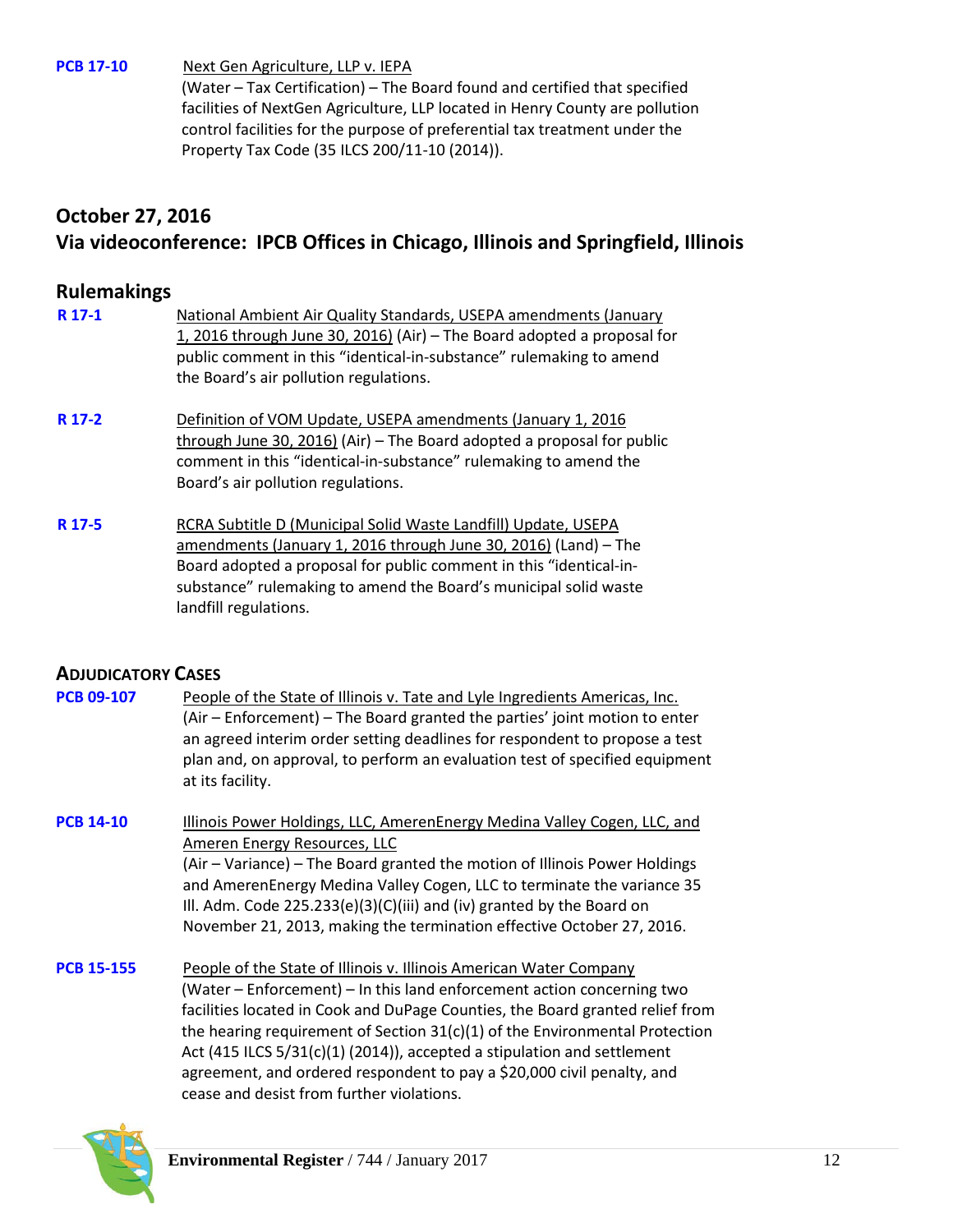**PCB 17-10** Next Gen Agriculture, LLP v. IEPA
(Water – Tax Certification) – The Board found and certified that specified facilities of NextGen Agriculture, LLP located in Henry County are pollution control facilities for the purpose of preferential tax treatment under the Property Tax Code (35 ILCS 200/11-10 (2014)).

## October 27, 2016
## Via videoconference: IPCB Offices in Chicago, Illinois and Springfield, Illinois

### Rulemakings

**R 17-1** National Ambient Air Quality Standards, USEPA amendments (January 1, 2016 through June 30, 2016) (Air) – The Board adopted a proposal for public comment in this "identical-in-substance" rulemaking to amend the Board's air pollution regulations.

**R 17-2** Definition of VOM Update, USEPA amendments (January 1, 2016 through June 30, 2016) (Air) – The Board adopted a proposal for public comment in this "identical-in-substance" rulemaking to amend the Board's air pollution regulations.

**R 17-5** RCRA Subtitle D (Municipal Solid Waste Landfill) Update, USEPA amendments (January 1, 2016 through June 30, 2016) (Land) – The Board adopted a proposal for public comment in this "identical-in-substance" rulemaking to amend the Board's municipal solid waste landfill regulations.

### Adjudicatory Cases

**PCB 09-107** People of the State of Illinois v. Tate and Lyle Ingredients Americas, Inc.
(Air – Enforcement) – The Board granted the parties' joint motion to enter an agreed interim order setting deadlines for respondent to propose a test plan and, on approval, to perform an evaluation test of specified equipment at its facility.

**PCB 14-10** Illinois Power Holdings, LLC, AmerenEnergy Medina Valley Cogen, LLC, and Ameren Energy Resources, LLC
(Air – Variance) – The Board granted the motion of Illinois Power Holdings and AmerenEnergy Medina Valley Cogen, LLC to terminate the variance 35 Ill. Adm. Code 225.233(e)(3)(C)(iii) and (iv) granted by the Board on November 21, 2013, making the termination effective October 27, 2016.

**PCB 15-155** People of the State of Illinois v. Illinois American Water Company
(Water – Enforcement) – In this land enforcement action concerning two facilities located in Cook and DuPage Counties, the Board granted relief from the hearing requirement of Section 31(c)(1) of the Environmental Protection Act (415 ILCS 5/31(c)(1) (2014)), accepted a stipulation and settlement agreement, and ordered respondent to pay a $20,000 civil penalty, and cease and desist from further violations.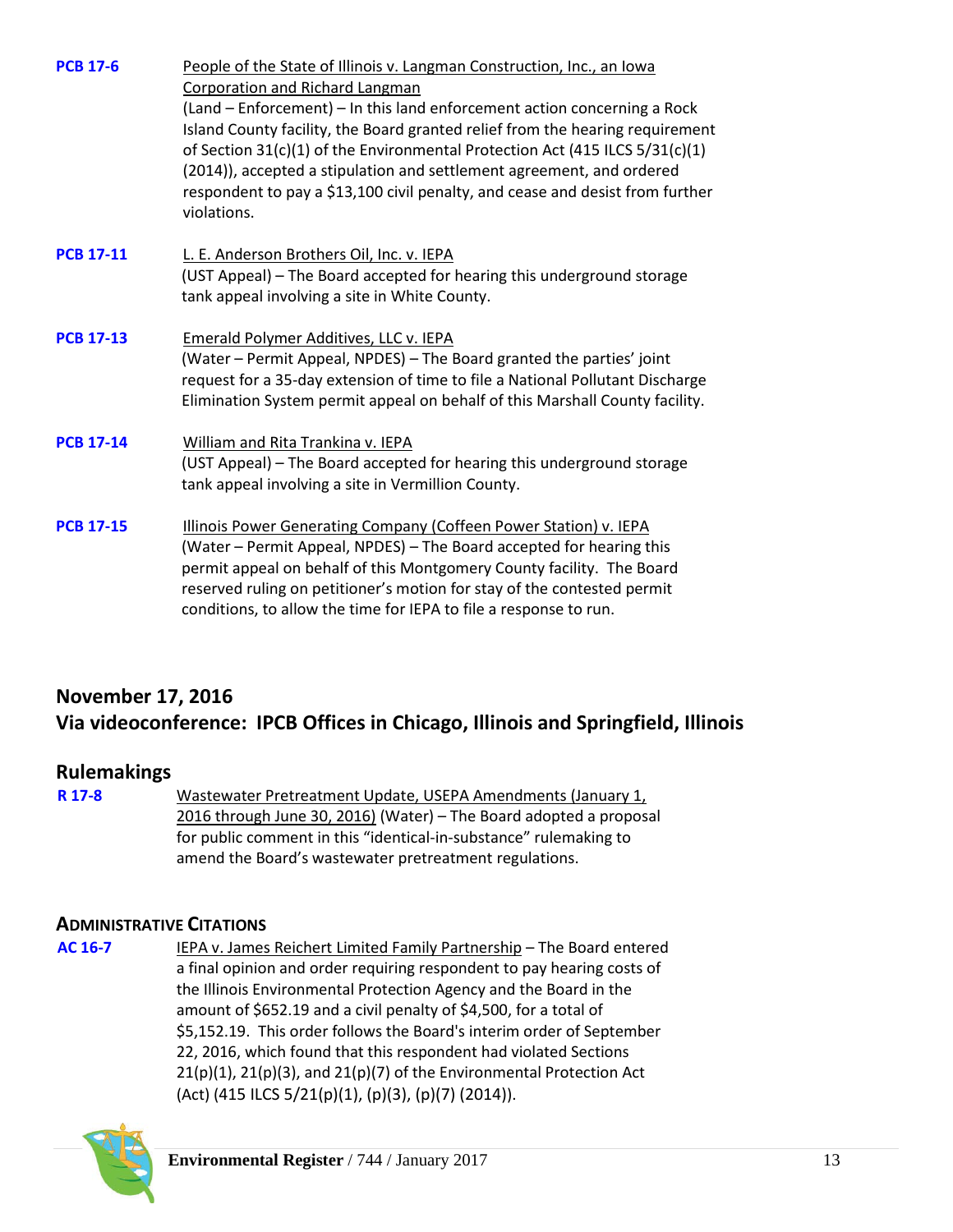**PCB 17-6** — People of the State of Illinois v. Langman Construction, Inc., an Iowa Corporation and Richard Langman
(Land – Enforcement) – In this land enforcement action concerning a Rock Island County facility, the Board granted relief from the hearing requirement of Section 31(c)(1) of the Environmental Protection Act (415 ILCS 5/31(c)(1) (2014)), accepted a stipulation and settlement agreement, and ordered respondent to pay a $13,100 civil penalty, and cease and desist from further violations.

**PCB 17-11** — L. E. Anderson Brothers Oil, Inc. v. IEPA
(UST Appeal) – The Board accepted for hearing this underground storage tank appeal involving a site in White County.

**PCB 17-13** — Emerald Polymer Additives, LLC v. IEPA
(Water – Permit Appeal, NPDES) – The Board granted the parties' joint request for a 35-day extension of time to file a National Pollutant Discharge Elimination System permit appeal on behalf of this Marshall County facility.

**PCB 17-14** — William and Rita Trankina v. IEPA
(UST Appeal) – The Board accepted for hearing this underground storage tank appeal involving a site in Vermillion County.

**PCB 17-15** — Illinois Power Generating Company (Coffeen Power Station) v. IEPA
(Water – Permit Appeal, NPDES) – The Board accepted for hearing this permit appeal on behalf of this Montgomery County facility. The Board reserved ruling on petitioner's motion for stay of the contested permit conditions, to allow the time for IEPA to file a response to run.

## November 17, 2016
## Via videoconference: IPCB Offices in Chicago, Illinois and Springfield, Illinois

### Rulemakings

**R 17-8** — Wastewater Pretreatment Update, USEPA Amendments (January 1, 2016 through June 30, 2016) (Water) – The Board adopted a proposal for public comment in this "identical-in-substance" rulemaking to amend the Board's wastewater pretreatment regulations.

### Administrative Citations

**AC 16-7** — IEPA v. James Reichert Limited Family Partnership – The Board entered a final opinion and order requiring respondent to pay hearing costs of the Illinois Environmental Protection Agency and the Board in the amount of $652.19 and a civil penalty of $4,500, for a total of $5,152.19. This order follows the Board's interim order of September 22, 2016, which found that this respondent had violated Sections 21(p)(1), 21(p)(3), and 21(p)(7) of the Environmental Protection Act (Act) (415 ILCS 5/21(p)(1), (p)(3), (p)(7) (2014)).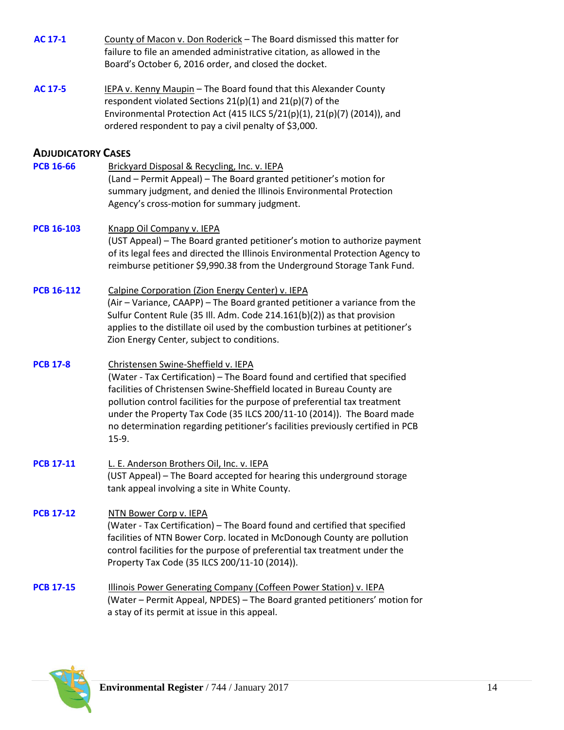**AC 17-1** County of Macon v. Don Roderick – The Board dismissed this matter for failure to file an amended administrative citation, as allowed in the Board's October 6, 2016 order, and closed the docket.

**AC 17-5** IEPA v. Kenny Maupin – The Board found that this Alexander County respondent violated Sections 21(p)(1) and 21(p)(7) of the Environmental Protection Act (415 ILCS 5/21(p)(1), 21(p)(7) (2014)), and ordered respondent to pay a civil penalty of $3,000.

## ADJUDICATORY CASES

**PCB 16-66** Brickyard Disposal & Recycling, Inc. v. IEPA
(Land – Permit Appeal) – The Board granted petitioner's motion for summary judgment, and denied the Illinois Environmental Protection Agency's cross-motion for summary judgment.

**PCB 16-103** Knapp Oil Company v. IEPA
(UST Appeal) – The Board granted petitioner's motion to authorize payment of its legal fees and directed the Illinois Environmental Protection Agency to reimburse petitioner $9,990.38 from the Underground Storage Tank Fund.

**PCB 16-112** Calpine Corporation (Zion Energy Center) v. IEPA
(Air – Variance, CAAPP) – The Board granted petitioner a variance from the Sulfur Content Rule (35 Ill. Adm. Code 214.161(b)(2)) as that provision applies to the distillate oil used by the combustion turbines at petitioner's Zion Energy Center, subject to conditions.

**PCB 17-8** Christensen Swine-Sheffield v. IEPA
(Water - Tax Certification) – The Board found and certified that specified facilities of Christensen Swine-Sheffield located in Bureau County are pollution control facilities for the purpose of preferential tax treatment under the Property Tax Code (35 ILCS 200/11-10 (2014)). The Board made no determination regarding petitioner's facilities previously certified in PCB 15-9.

**PCB 17-11** L. E. Anderson Brothers Oil, Inc. v. IEPA
(UST Appeal) – The Board accepted for hearing this underground storage tank appeal involving a site in White County.

**PCB 17-12** NTN Bower Corp v. IEPA
(Water - Tax Certification) – The Board found and certified that specified facilities of NTN Bower Corp. located in McDonough County are pollution control facilities for the purpose of preferential tax treatment under the Property Tax Code (35 ILCS 200/11-10 (2014)).

**PCB 17-15** Illinois Power Generating Company (Coffeen Power Station) v. IEPA
(Water – Permit Appeal, NPDES) – The Board granted petitioners' motion for a stay of its permit at issue in this appeal.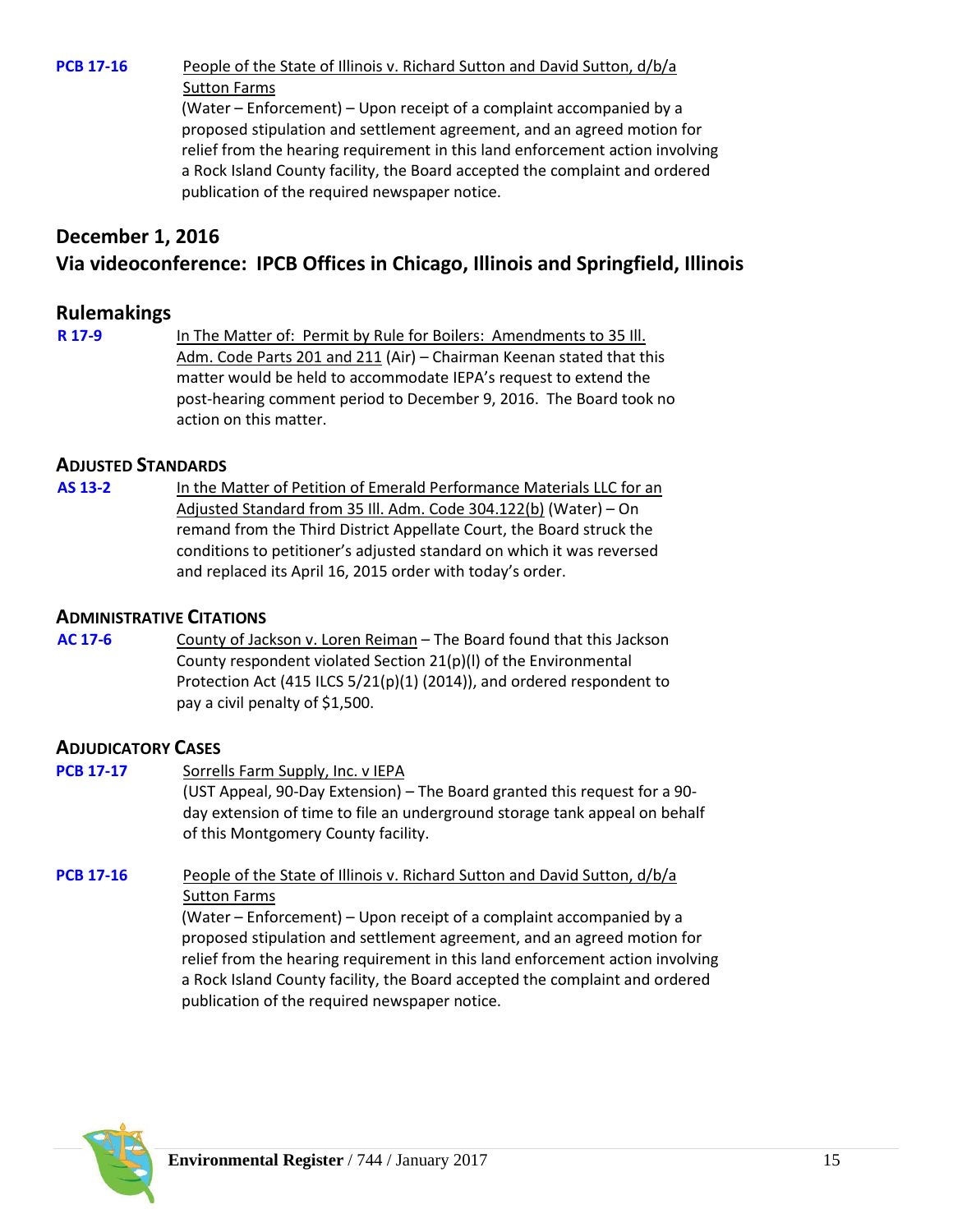**PCB 17-16** <u>People of the State of Illinois v. Richard Sutton and David Sutton, d/b/a Sutton Farms</u>
(Water – Enforcement) – Upon receipt of a complaint accompanied by a proposed stipulation and settlement agreement, and an agreed motion for relief from the hearing requirement in this land enforcement action involving a Rock Island County facility, the Board accepted the complaint and ordered publication of the required newspaper notice.

## December 1, 2016
## Via videoconference: IPCB Offices in Chicago, Illinois and Springfield, Illinois

### Rulemakings

**R 17-9** <u>In The Matter of: Permit by Rule for Boilers: Amendments to 35 Ill. Adm. Code Parts 201 and 211</u> (Air) – Chairman Keenan stated that this matter would be held to accommodate IEPA's request to extend the post-hearing comment period to December 9, 2016. The Board took no action on this matter.

### Adjusted Standards

**AS 13-2** <u>In the Matter of Petition of Emerald Performance Materials LLC for an Adjusted Standard from 35 Ill. Adm. Code 304.122(b)</u> (Water) – On remand from the Third District Appellate Court, the Board struck the conditions to petitioner's adjusted standard on which it was reversed and replaced its April 16, 2015 order with today's order.

### Administrative Citations

**AC 17-6** <u>County of Jackson v. Loren Reiman</u> – The Board found that this Jackson County respondent violated Section 21(p)(l) of the Environmental Protection Act (415 ILCS 5/21(p)(1) (2014)), and ordered respondent to pay a civil penalty of $1,500.

### Adjudicatory Cases

**PCB 17-17** <u>Sorrells Farm Supply, Inc. v IEPA</u>
(UST Appeal, 90-Day Extension) – The Board granted this request for a 90-day extension of time to file an underground storage tank appeal on behalf of this Montgomery County facility.

**PCB 17-16** <u>People of the State of Illinois v. Richard Sutton and David Sutton, d/b/a Sutton Farms</u>
(Water – Enforcement) – Upon receipt of a complaint accompanied by a proposed stipulation and settlement agreement, and an agreed motion for relief from the hearing requirement in this land enforcement action involving a Rock Island County facility, the Board accepted the complaint and ordered publication of the required newspaper notice.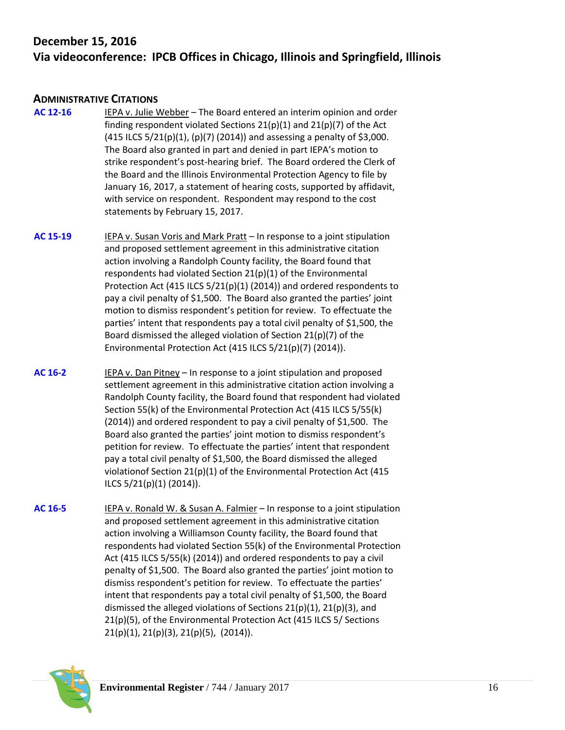## December 15, 2016
## Via videoconference: IPCB Offices in Chicago, Illinois and Springfield, Illinois

### ADMINISTRATIVE CITATIONS

**AC 12-16** IEPA v. Julie Webber – The Board entered an interim opinion and order finding respondent violated Sections 21(p)(1) and 21(p)(7) of the Act (415 ILCS 5/21(p)(1), (p)(7) (2014)) and assessing a penalty of $3,000. The Board also granted in part and denied in part IEPA's motion to strike respondent's post-hearing brief. The Board ordered the Clerk of the Board and the Illinois Environmental Protection Agency to file by January 16, 2017, a statement of hearing costs, supported by affidavit, with service on respondent. Respondent may respond to the cost statements by February 15, 2017.

**AC 15-19** IEPA v. Susan Voris and Mark Pratt – In response to a joint stipulation and proposed settlement agreement in this administrative citation action involving a Randolph County facility, the Board found that respondents had violated Section 21(p)(1) of the Environmental Protection Act (415 ILCS 5/21(p)(1) (2014)) and ordered respondents to pay a civil penalty of $1,500. The Board also granted the parties' joint motion to dismiss respondent's petition for review. To effectuate the parties' intent that respondents pay a total civil penalty of $1,500, the Board dismissed the alleged violation of Section 21(p)(7) of the Environmental Protection Act (415 ILCS 5/21(p)(7) (2014)).

**AC 16-2** IEPA v. Dan Pitney – In response to a joint stipulation and proposed settlement agreement in this administrative citation action involving a Randolph County facility, the Board found that respondent had violated Section 55(k) of the Environmental Protection Act (415 ILCS 5/55(k) (2014)) and ordered respondent to pay a civil penalty of $1,500. The Board also granted the parties' joint motion to dismiss respondent's petition for review. To effectuate the parties' intent that respondent pay a total civil penalty of $1,500, the Board dismissed the alleged violationof Section 21(p)(1) of the Environmental Protection Act (415 ILCS 5/21(p)(1) (2014)).

**AC 16-5** IEPA v. Ronald W. & Susan A. Falmier – In response to a joint stipulation and proposed settlement agreement in this administrative citation action involving a Williamson County facility, the Board found that respondents had violated Section 55(k) of the Environmental Protection Act (415 ILCS 5/55(k) (2014)) and ordered respondents to pay a civil penalty of $1,500. The Board also granted the parties' joint motion to dismiss respondent's petition for review. To effectuate the parties' intent that respondents pay a total civil penalty of $1,500, the Board dismissed the alleged violations of Sections 21(p)(1), 21(p)(3), and 21(p)(5), of the Environmental Protection Act (415 ILCS 5/ Sections 21(p)(1), 21(p)(3), 21(p)(5), (2014)).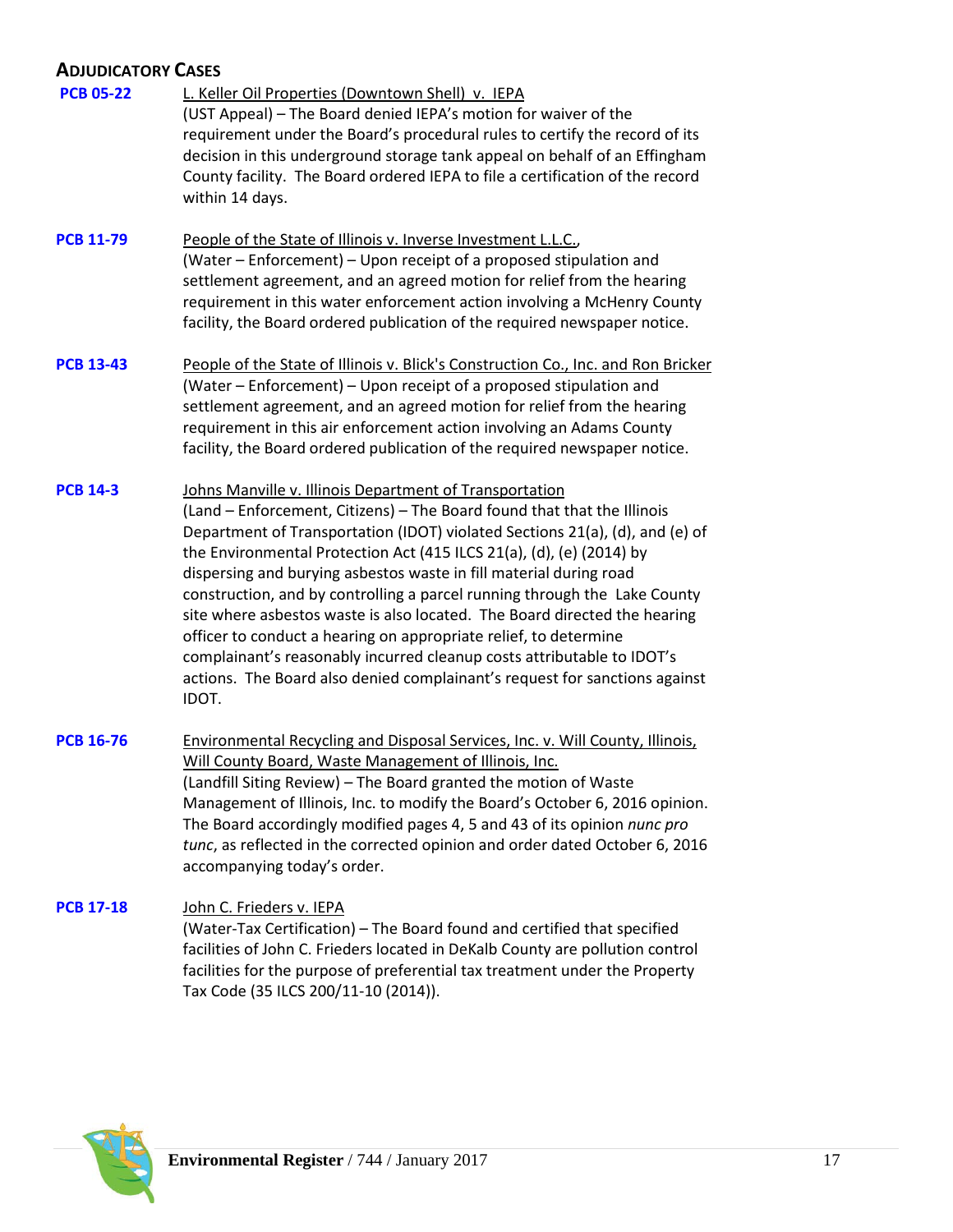## ADJUDICATORY CASES

**PCB 05-22** — L. Keller Oil Properties (Downtown Shell) v. IEPA

(UST Appeal) – The Board denied IEPA's motion for waiver of the requirement under the Board's procedural rules to certify the record of its decision in this underground storage tank appeal on behalf of an Effingham County facility. The Board ordered IEPA to file a certification of the record within 14 days.

**PCB 11-79** — People of the State of Illinois v. Inverse Investment L.L.C.,

(Water – Enforcement) – Upon receipt of a proposed stipulation and settlement agreement, and an agreed motion for relief from the hearing requirement in this water enforcement action involving a McHenry County facility, the Board ordered publication of the required newspaper notice.

**PCB 13-43** — People of the State of Illinois v. Blick's Construction Co., Inc. and Ron Bricker

(Water – Enforcement) – Upon receipt of a proposed stipulation and settlement agreement, and an agreed motion for relief from the hearing requirement in this air enforcement action involving an Adams County facility, the Board ordered publication of the required newspaper notice.

**PCB 14-3** — Johns Manville v. Illinois Department of Transportation

(Land – Enforcement, Citizens) – The Board found that that the Illinois Department of Transportation (IDOT) violated Sections 21(a), (d), and (e) of the Environmental Protection Act (415 ILCS 21(a), (d), (e) (2014) by dispersing and burying asbestos waste in fill material during road construction, and by controlling a parcel running through the Lake County site where asbestos waste is also located. The Board directed the hearing officer to conduct a hearing on appropriate relief, to determine complainant's reasonably incurred cleanup costs attributable to IDOT's actions. The Board also denied complainant's request for sanctions against IDOT.

**PCB 16-76** — Environmental Recycling and Disposal Services, Inc. v. Will County, Illinois, Will County Board, Waste Management of Illinois, Inc.

(Landfill Siting Review) – The Board granted the motion of Waste Management of Illinois, Inc. to modify the Board's October 6, 2016 opinion. The Board accordingly modified pages 4, 5 and 43 of its opinion *nunc pro tunc*, as reflected in the corrected opinion and order dated October 6, 2016 accompanying today's order.

**PCB 17-18** — John C. Frieders v. IEPA

(Water-Tax Certification) – The Board found and certified that specified facilities of John C. Frieders located in DeKalb County are pollution control facilities for the purpose of preferential tax treatment under the Property Tax Code (35 ILCS 200/11-10 (2014)).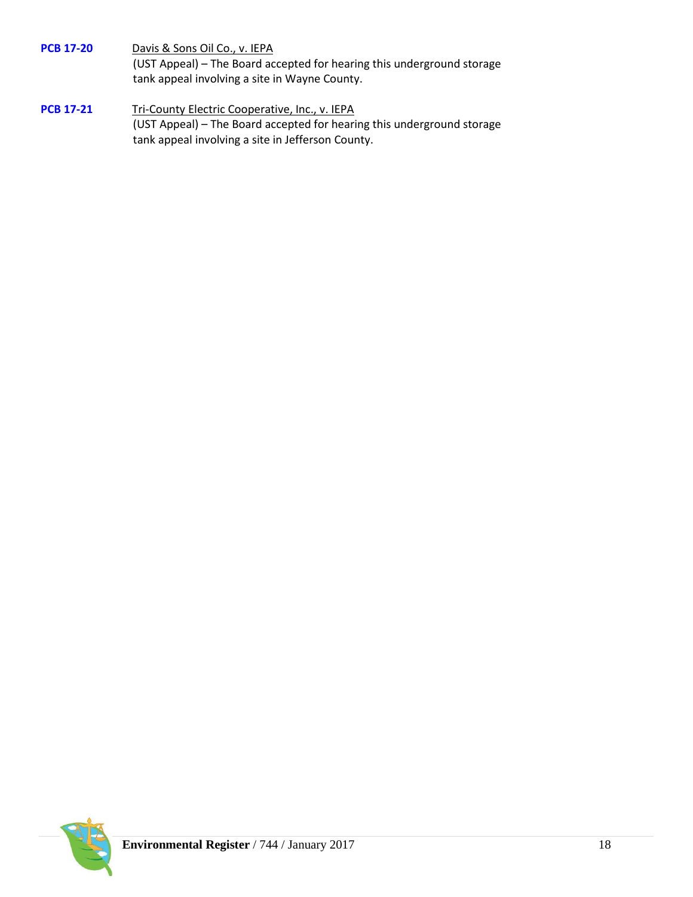**PCB 17-20** Davis & Sons Oil Co., v. IEPA
(UST Appeal) – The Board accepted for hearing this underground storage tank appeal involving a site in Wayne County.

**PCB 17-21** Tri-County Electric Cooperative, Inc., v. IEPA
(UST Appeal) – The Board accepted for hearing this underground storage tank appeal involving a site in Jefferson County.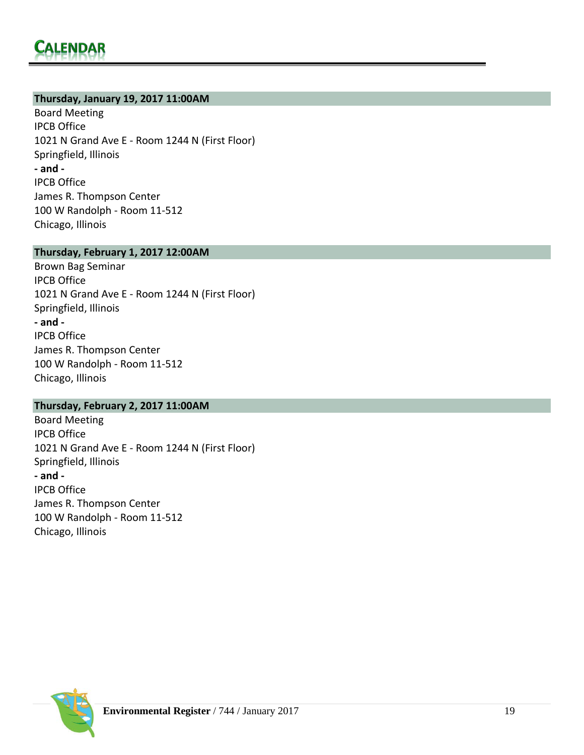# CALENDAR

**Thursday, January 19, 2017 11:00AM**

Board Meeting
IPCB Office
1021 N Grand Ave E - Room 1244 N (First Floor)
Springfield, Illinois
**- and -**
IPCB Office
James R. Thompson Center
100 W Randolph - Room 11-512
Chicago, Illinois

**Thursday, February 1, 2017 12:00AM**

Brown Bag Seminar
IPCB Office
1021 N Grand Ave E - Room 1244 N (First Floor)
Springfield, Illinois
**- and -**
IPCB Office
James R. Thompson Center
100 W Randolph - Room 11-512
Chicago, Illinois

**Thursday, February 2, 2017 11:00AM**

Board Meeting
IPCB Office
1021 N Grand Ave E - Room 1244 N (First Floor)
Springfield, Illinois
**- and -**
IPCB Office
James R. Thompson Center
100 W Randolph - Room 11-512
Chicago, Illinois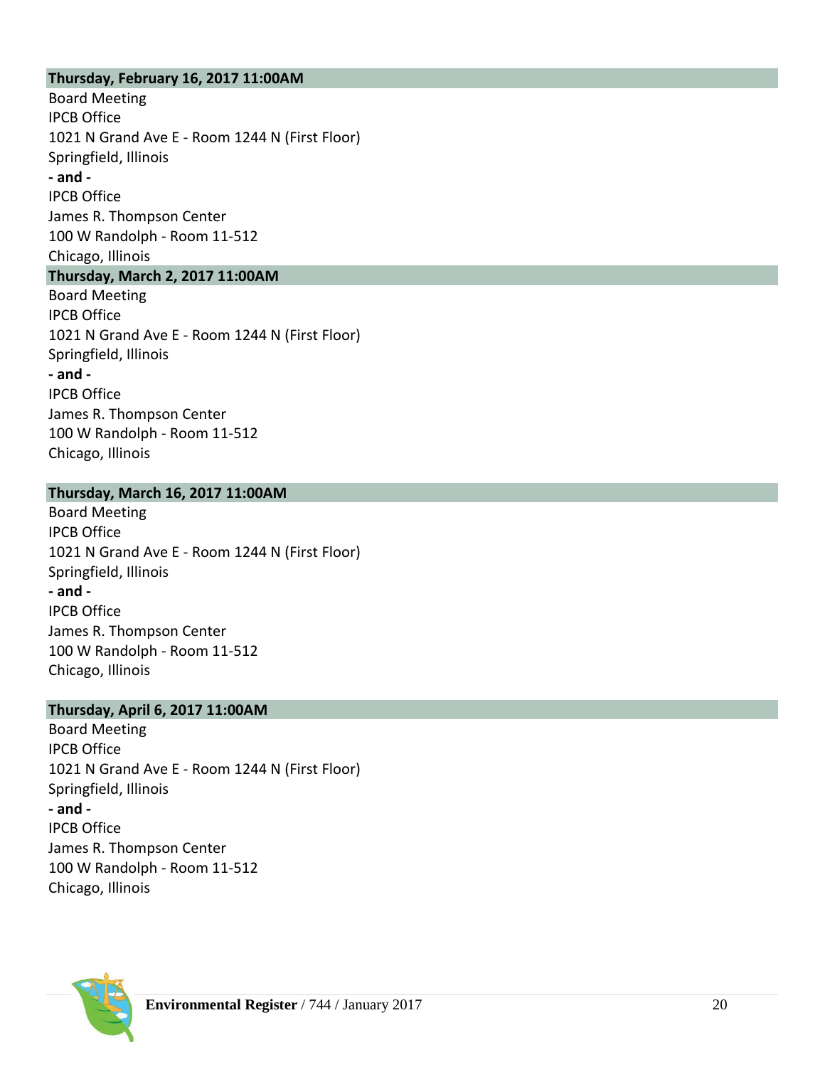**Thursday, February 16, 2017 11:00AM**

Board Meeting
IPCB Office
1021 N Grand Ave E - Room 1244 N (First Floor)
Springfield, Illinois
**- and -**
IPCB Office
James R. Thompson Center
100 W Randolph - Room 11-512
Chicago, Illinois

**Thursday, March 2, 2017 11:00AM**

Board Meeting
IPCB Office
1021 N Grand Ave E - Room 1244 N (First Floor)
Springfield, Illinois
**- and -**
IPCB Office
James R. Thompson Center
100 W Randolph - Room 11-512
Chicago, Illinois

**Thursday, March 16, 2017 11:00AM**

Board Meeting
IPCB Office
1021 N Grand Ave E - Room 1244 N (First Floor)
Springfield, Illinois
**- and -**
IPCB Office
James R. Thompson Center
100 W Randolph - Room 11-512
Chicago, Illinois

**Thursday, April 6, 2017 11:00AM**

Board Meeting
IPCB Office
1021 N Grand Ave E - Room 1244 N (First Floor)
Springfield, Illinois
**- and -**
IPCB Office
James R. Thompson Center
100 W Randolph - Room 11-512
Chicago, Illinois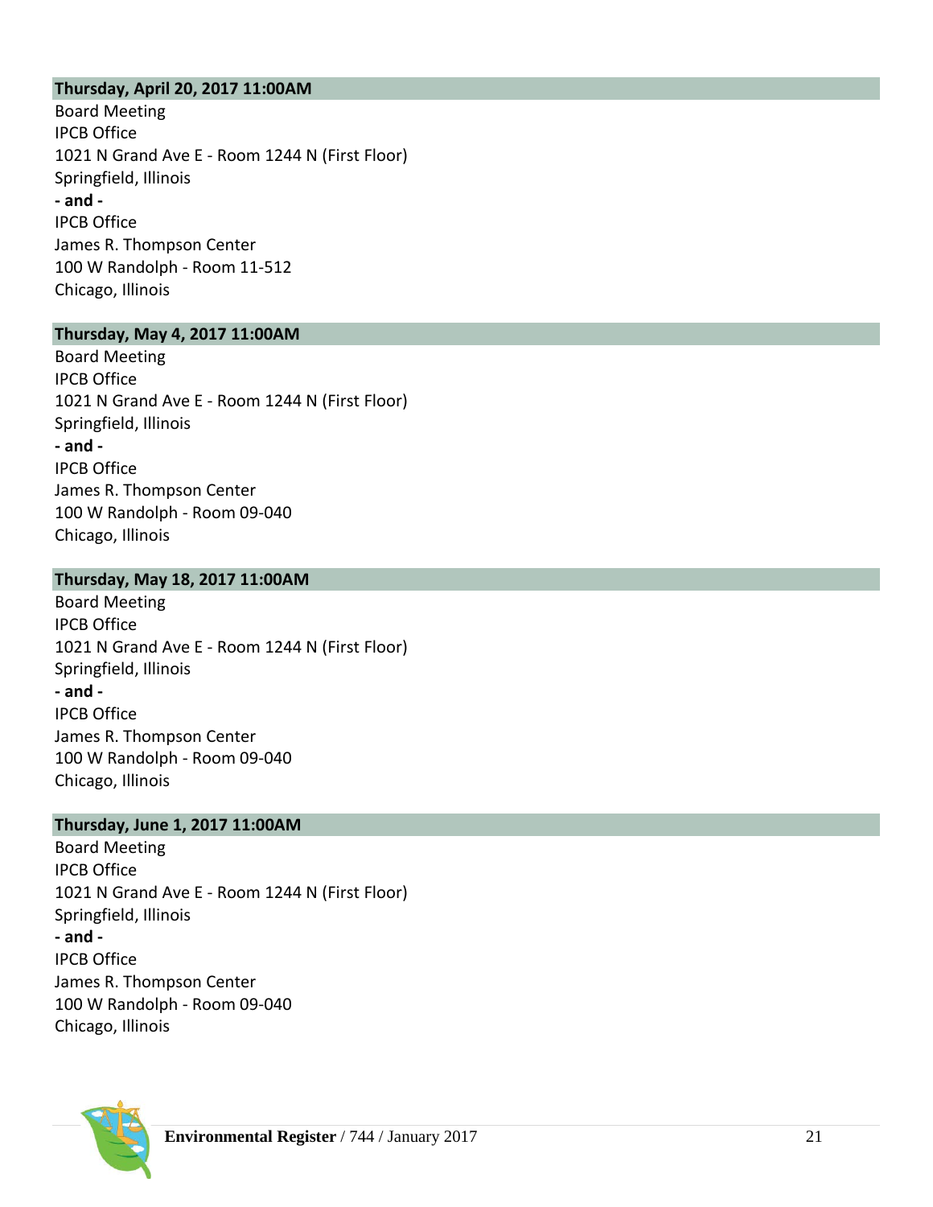**Thursday, April 20, 2017 11:00AM**

Board Meeting
IPCB Office
1021 N Grand Ave E - Room 1244 N (First Floor)
Springfield, Illinois
**- and -**
IPCB Office
James R. Thompson Center
100 W Randolph - Room 11-512
Chicago, Illinois

**Thursday, May 4, 2017 11:00AM**

Board Meeting
IPCB Office
1021 N Grand Ave E - Room 1244 N (First Floor)
Springfield, Illinois
**- and -**
IPCB Office
James R. Thompson Center
100 W Randolph - Room 09-040
Chicago, Illinois

**Thursday, May 18, 2017 11:00AM**

Board Meeting
IPCB Office
1021 N Grand Ave E - Room 1244 N (First Floor)
Springfield, Illinois
**- and -**
IPCB Office
James R. Thompson Center
100 W Randolph - Room 09-040
Chicago, Illinois

**Thursday, June 1, 2017 11:00AM**

Board Meeting
IPCB Office
1021 N Grand Ave E - Room 1244 N (First Floor)
Springfield, Illinois
**- and -**
IPCB Office
James R. Thompson Center
100 W Randolph - Room 09-040
Chicago, Illinois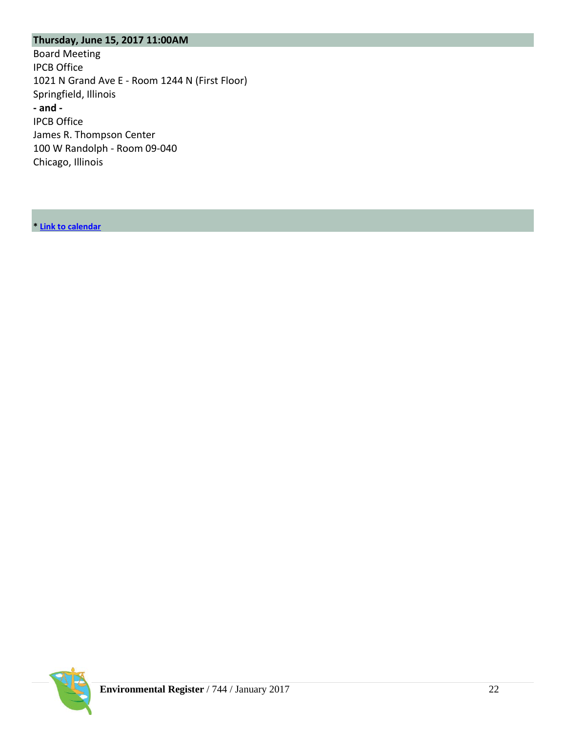**Thursday, June 15, 2017 11:00AM**

Board Meeting
IPCB Office
1021 N Grand Ave E - Room 1244 N (First Floor)
Springfield, Illinois
**- and -**
IPCB Office
James R. Thompson Center
100 W Randolph - Room 09-040
Chicago, Illinois

**\* Link to calendar**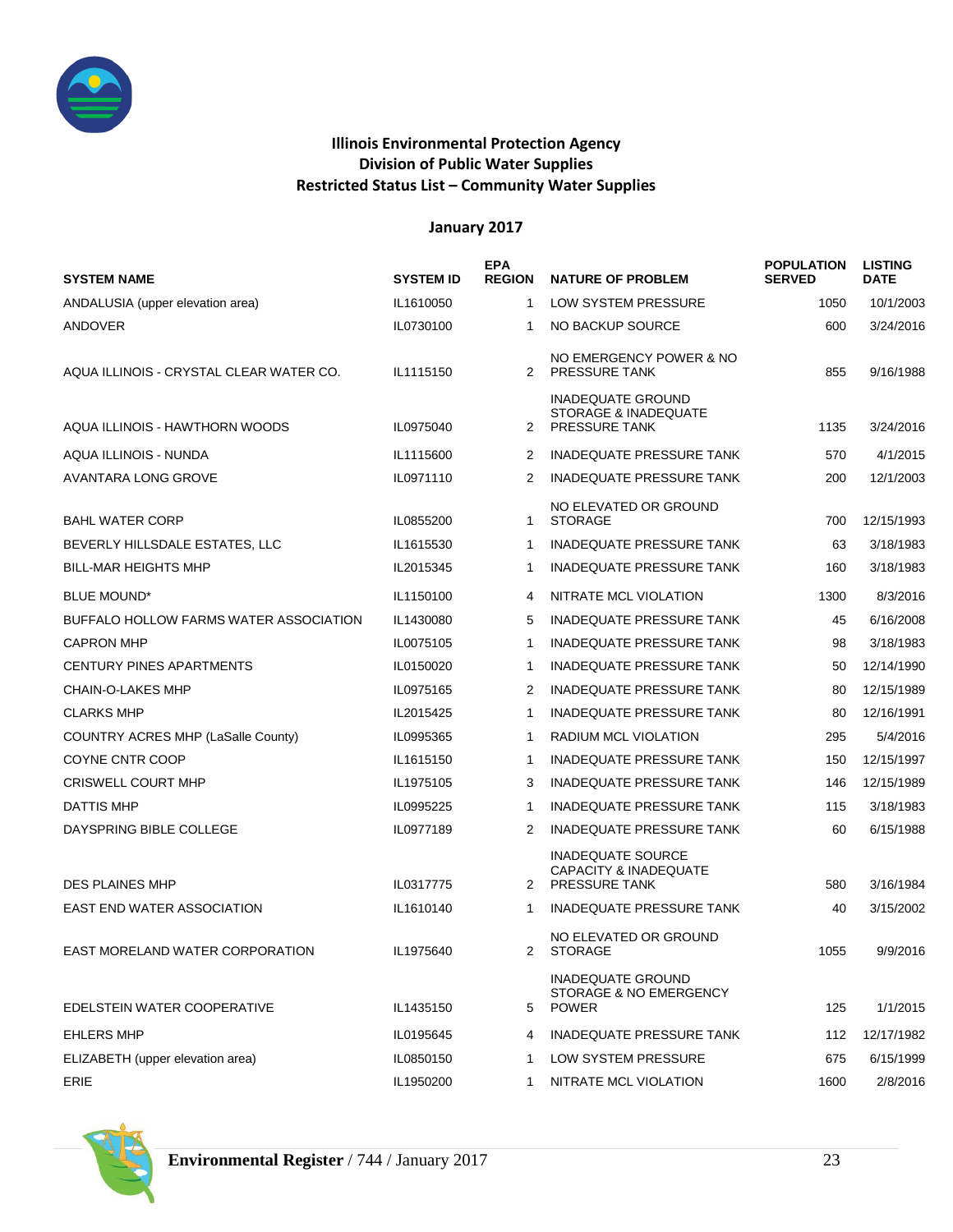**Illinois Environmental Protection Agency**
**Division of Public Water Supplies**
**Restricted Status List – Community Water Supplies**

**January 2017**

| SYSTEM NAME | SYSTEM ID | EPA REGION | NATURE OF PROBLEM | POPULATION SERVED | LISTING DATE |
|---|---|---|---|---|---|
| ANDALUSIA (upper elevation area) | IL1610050 | 1 | LOW SYSTEM PRESSURE | 1050 | 10/1/2003 |
| ANDOVER | IL0730100 | 1 | NO BACKUP SOURCE | 600 | 3/24/2016 |
| AQUA ILLINOIS - CRYSTAL CLEAR WATER CO. | IL1115150 | 2 | NO EMERGENCY POWER & NO PRESSURE TANK | 855 | 9/16/1988 |
| AQUA ILLINOIS - HAWTHORN WOODS | IL0975040 | 2 | INADEQUATE GROUND STORAGE & INADEQUATE PRESSURE TANK | 1135 | 3/24/2016 |
| AQUA ILLINOIS - NUNDA | IL1115600 | 2 | INADEQUATE PRESSURE TANK | 570 | 4/1/2015 |
| AVANTARA LONG GROVE | IL0971110 | 2 | INADEQUATE PRESSURE TANK | 200 | 12/1/2003 |
| BAHL WATER CORP | IL0855200 | 1 | NO ELEVATED OR GROUND STORAGE | 700 | 12/15/1993 |
| BEVERLY HILLSDALE ESTATES, LLC | IL1615530 | 1 | INADEQUATE PRESSURE TANK | 63 | 3/18/1983 |
| BILL-MAR HEIGHTS MHP | IL2015345 | 1 | INADEQUATE PRESSURE TANK | 160 | 3/18/1983 |
| BLUE MOUND* | IL1150100 | 4 | NITRATE MCL VIOLATION | 1300 | 8/3/2016 |
| BUFFALO HOLLOW FARMS WATER ASSOCIATION | IL1430080 | 5 | INADEQUATE PRESSURE TANK | 45 | 6/16/2008 |
| CAPRON MHP | IL0075105 | 1 | INADEQUATE PRESSURE TANK | 98 | 3/18/1983 |
| CENTURY PINES APARTMENTS | IL0150020 | 1 | INADEQUATE PRESSURE TANK | 50 | 12/14/1990 |
| CHAIN-O-LAKES MHP | IL0975165 | 2 | INADEQUATE PRESSURE TANK | 80 | 12/15/1989 |
| CLARKS MHP | IL2015425 | 1 | INADEQUATE PRESSURE TANK | 80 | 12/16/1991 |
| COUNTRY ACRES MHP (LaSalle County) | IL0995365 | 1 | RADIUM MCL VIOLATION | 295 | 5/4/2016 |
| COYNE CNTR COOP | IL1615150 | 1 | INADEQUATE PRESSURE TANK | 150 | 12/15/1997 |
| CRISWELL COURT MHP | IL1975105 | 3 | INADEQUATE PRESSURE TANK | 146 | 12/15/1989 |
| DATTIS MHP | IL0995225 | 1 | INADEQUATE PRESSURE TANK | 115 | 3/18/1983 |
| DAYSPRING BIBLE COLLEGE | IL0977189 | 2 | INADEQUATE PRESSURE TANK | 60 | 6/15/1988 |
| DES PLAINES MHP | IL0317775 | 2 | INADEQUATE SOURCE CAPACITY & INADEQUATE PRESSURE TANK | 580 | 3/16/1984 |
| EAST END WATER ASSOCIATION | IL1610140 | 1 | INADEQUATE PRESSURE TANK | 40 | 3/15/2002 |
| EAST MORELAND WATER CORPORATION | IL1975640 | 2 | NO ELEVATED OR GROUND STORAGE | 1055 | 9/9/2016 |
| EDELSTEIN WATER COOPERATIVE | IL1435150 | 5 | INADEQUATE GROUND STORAGE & NO EMERGENCY POWER | 125 | 1/1/2015 |
| EHLERS MHP | IL0195645 | 4 | INADEQUATE PRESSURE TANK | 112 | 12/17/1982 |
| ELIZABETH (upper elevation area) | IL0850150 | 1 | LOW SYSTEM PRESSURE | 675 | 6/15/1999 |
| ERIE | IL1950200 | 1 | NITRATE MCL VIOLATION | 1600 | 2/8/2016 |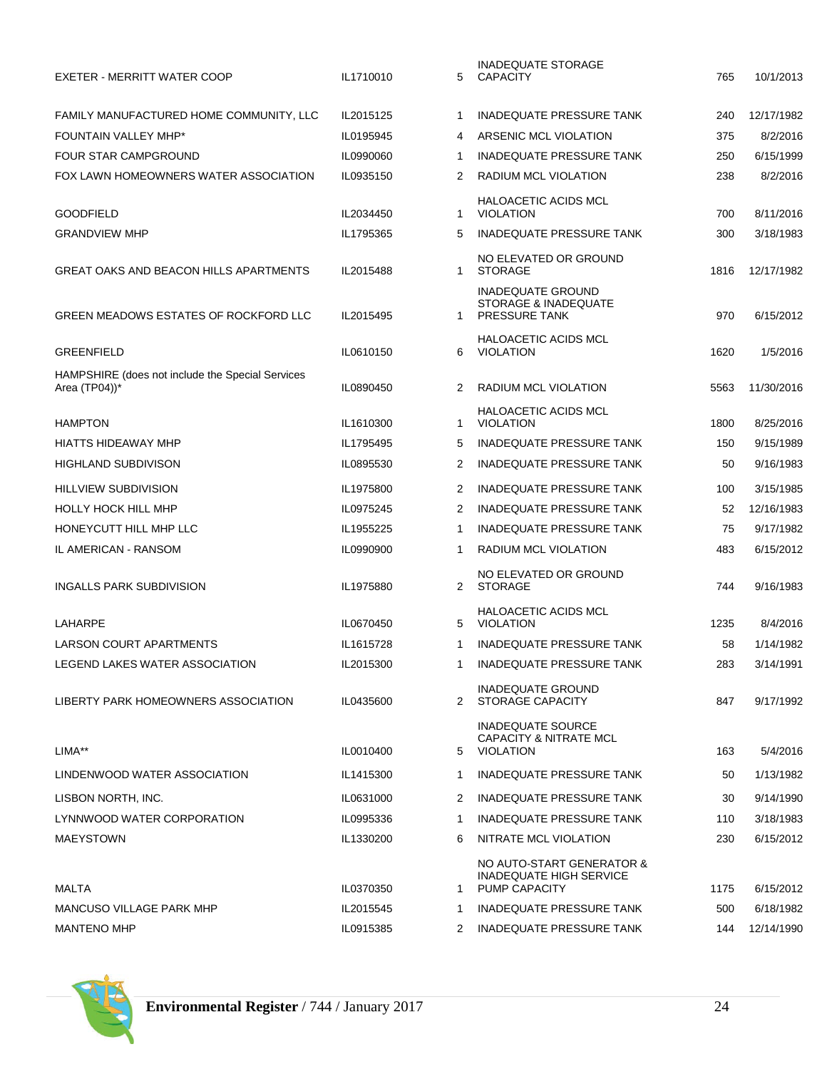| | | | | | |
|---|---|---|---|---|---|
| EXETER - MERRITT WATER COOP | IL1710010 | 5 | INADEQUATE STORAGE CAPACITY | 765 | 10/1/2013 |
| FAMILY MANUFACTURED HOME COMMUNITY, LLC | IL2015125 | 1 | INADEQUATE PRESSURE TANK | 240 | 12/17/1982 |
| FOUNTAIN VALLEY MHP* | IL0195945 | 4 | ARSENIC MCL VIOLATION | 375 | 8/2/2016 |
| FOUR STAR CAMPGROUND | IL0990060 | 1 | INADEQUATE PRESSURE TANK | 250 | 6/15/1999 |
| FOX LAWN HOMEOWNERS WATER ASSOCIATION | IL0935150 | 2 | RADIUM MCL VIOLATION | 238 | 8/2/2016 |
| GOODFIELD | IL2034450 | 1 | HALOACETIC ACIDS MCL VIOLATION | 700 | 8/11/2016 |
| GRANDVIEW MHP | IL1795365 | 5 | INADEQUATE PRESSURE TANK | 300 | 3/18/1983 |
| GREAT OAKS AND BEACON HILLS APARTMENTS | IL2015488 | 1 | NO ELEVATED OR GROUND STORAGE | 1816 | 12/17/1982 |
| GREEN MEADOWS ESTATES OF ROCKFORD LLC | IL2015495 | 1 | INADEQUATE GROUND STORAGE & INADEQUATE PRESSURE TANK | 970 | 6/15/2012 |
| GREENFIELD | IL0610150 | 6 | HALOACETIC ACIDS MCL VIOLATION | 1620 | 1/5/2016 |
| HAMPSHIRE (does not include the Special Services Area (TP04))* | IL0890450 | 2 | RADIUM MCL VIOLATION | 5563 | 11/30/2016 |
| HAMPTON | IL1610300 | 1 | HALOACETIC ACIDS MCL VIOLATION | 1800 | 8/25/2016 |
| HIATTS HIDEAWAY MHP | IL1795495 | 5 | INADEQUATE PRESSURE TANK | 150 | 9/15/1989 |
| HIGHLAND SUBDIVISON | IL0895530 | 2 | INADEQUATE PRESSURE TANK | 50 | 9/16/1983 |
| HILLVIEW SUBDIVISION | IL1975800 | 2 | INADEQUATE PRESSURE TANK | 100 | 3/15/1985 |
| HOLLY HOCK HILL MHP | IL0975245 | 2 | INADEQUATE PRESSURE TANK | 52 | 12/16/1983 |
| HONEYCUTT HILL MHP LLC | IL1955225 | 1 | INADEQUATE PRESSURE TANK | 75 | 9/17/1982 |
| IL AMERICAN - RANSOM | IL0990900 | 1 | RADIUM MCL VIOLATION | 483 | 6/15/2012 |
| INGALLS PARK SUBDIVISION | IL1975880 | 2 | NO ELEVATED OR GROUND STORAGE | 744 | 9/16/1983 |
| LAHARPE | IL0670450 | 5 | HALOACETIC ACIDS MCL VIOLATION | 1235 | 8/4/2016 |
| LARSON COURT APARTMENTS | IL1615728 | 1 | INADEQUATE PRESSURE TANK | 58 | 1/14/1982 |
| LEGEND LAKES WATER ASSOCIATION | IL2015300 | 1 | INADEQUATE PRESSURE TANK | 283 | 3/14/1991 |
| LIBERTY PARK HOMEOWNERS ASSOCIATION | IL0435600 | 2 | INADEQUATE GROUND STORAGE CAPACITY | 847 | 9/17/1992 |
| LIMA** | IL0010400 | 5 | INADEQUATE SOURCE CAPACITY & NITRATE MCL VIOLATION | 163 | 5/4/2016 |
| LINDENWOOD WATER ASSOCIATION | IL1415300 | 1 | INADEQUATE PRESSURE TANK | 50 | 1/13/1982 |
| LISBON NORTH, INC. | IL0631000 | 2 | INADEQUATE PRESSURE TANK | 30 | 9/14/1990 |
| LYNNWOOD WATER CORPORATION | IL0995336 | 1 | INADEQUATE PRESSURE TANK | 110 | 3/18/1983 |
| MAEYSTOWN | IL1330200 | 6 | NITRATE MCL VIOLATION | 230 | 6/15/2012 |
| MALTA | IL0370350 | 1 | NO AUTO-START GENERATOR & INADEQUATE HIGH SERVICE PUMP CAPACITY | 1175 | 6/15/2012 |
| MANCUSO VILLAGE PARK MHP | IL2015545 | 1 | INADEQUATE PRESSURE TANK | 500 | 6/18/1982 |
| MANTENO MHP | IL0915385 | 2 | INADEQUATE PRESSURE TANK | 144 | 12/14/1990 |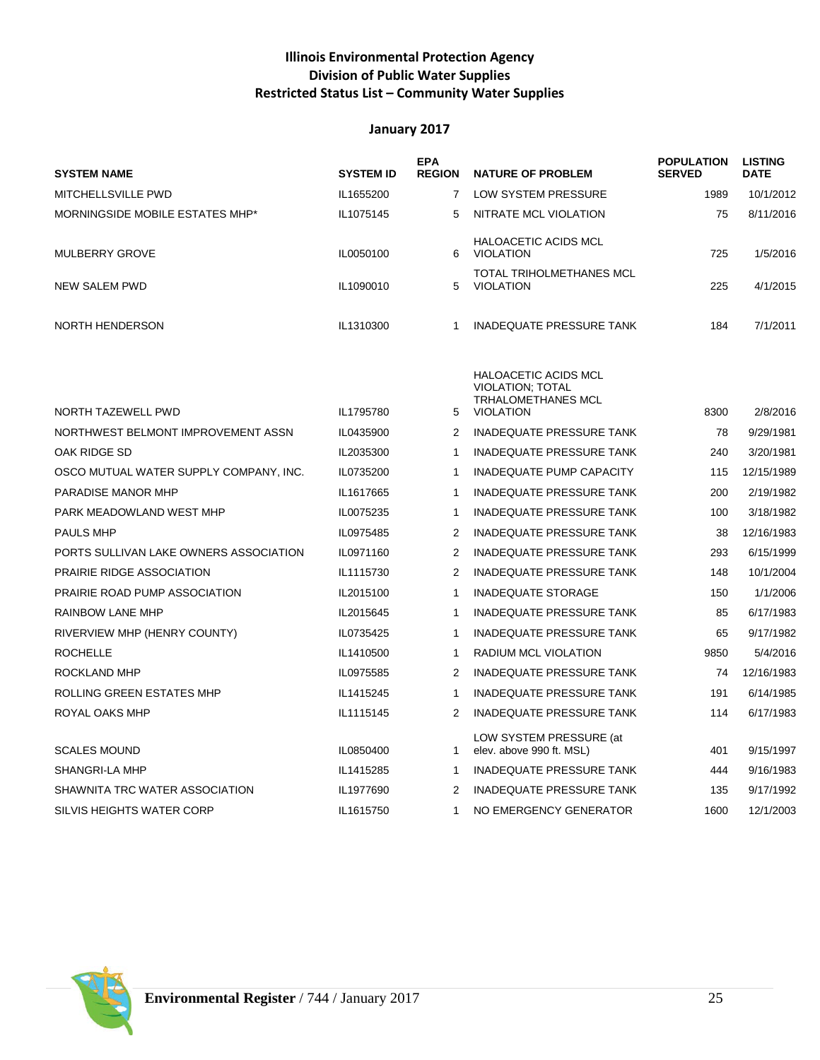**Illinois Environmental Protection Agency**
**Division of Public Water Supplies**
**Restricted Status List – Community Water Supplies**

**January 2017**

| SYSTEM NAME | SYSTEM ID | EPA REGION | NATURE OF PROBLEM | POPULATION SERVED | LISTING DATE |
|---|---|---|---|---|---|
| MITCHELLSVILLE PWD | IL1655200 | 7 | LOW SYSTEM PRESSURE | 1989 | 10/1/2012 |
| MORNINGSIDE MOBILE ESTATES MHP* | IL1075145 | 5 | NITRATE MCL VIOLATION | 75 | 8/11/2016 |
| MULBERRY GROVE | IL0050100 | 6 | HALOACETIC ACIDS MCL VIOLATION | 725 | 1/5/2016 |
| NEW SALEM PWD | IL1090010 | 5 | TOTAL TRIHOLMETHANES MCL VIOLATION | 225 | 4/1/2015 |
| NORTH HENDERSON | IL1310300 | 1 | INADEQUATE PRESSURE TANK | 184 | 7/1/2011 |
| NORTH TAZEWELL PWD | IL1795780 | 5 | HALOACETIC ACIDS MCL VIOLATION; TOTAL TRHALOMETHANES MCL VIOLATION | 8300 | 2/8/2016 |
| NORTHWEST BELMONT IMPROVEMENT ASSN | IL0435900 | 2 | INADEQUATE PRESSURE TANK | 78 | 9/29/1981 |
| OAK RIDGE SD | IL2035300 | 1 | INADEQUATE PRESSURE TANK | 240 | 3/20/1981 |
| OSCO MUTUAL WATER SUPPLY COMPANY, INC. | IL0735200 | 1 | INADEQUATE PUMP CAPACITY | 115 | 12/15/1989 |
| PARADISE MANOR MHP | IL1617665 | 1 | INADEQUATE PRESSURE TANK | 200 | 2/19/1982 |
| PARK MEADOWLAND WEST MHP | IL0075235 | 1 | INADEQUATE PRESSURE TANK | 100 | 3/18/1982 |
| PAULS MHP | IL0975485 | 2 | INADEQUATE PRESSURE TANK | 38 | 12/16/1983 |
| PORTS SULLIVAN LAKE OWNERS ASSOCIATION | IL0971160 | 2 | INADEQUATE PRESSURE TANK | 293 | 6/15/1999 |
| PRAIRIE RIDGE ASSOCIATION | IL1115730 | 2 | INADEQUATE PRESSURE TANK | 148 | 10/1/2004 |
| PRAIRIE ROAD PUMP ASSOCIATION | IL2015100 | 1 | INADEQUATE STORAGE | 150 | 1/1/2006 |
| RAINBOW LANE MHP | IL2015645 | 1 | INADEQUATE PRESSURE TANK | 85 | 6/17/1983 |
| RIVERVIEW MHP (HENRY COUNTY) | IL0735425 | 1 | INADEQUATE PRESSURE TANK | 65 | 9/17/1982 |
| ROCHELLE | IL1410500 | 1 | RADIUM MCL VIOLATION | 9850 | 5/4/2016 |
| ROCKLAND MHP | IL0975585 | 2 | INADEQUATE PRESSURE TANK | 74 | 12/16/1983 |
| ROLLING GREEN ESTATES MHP | IL1415245 | 1 | INADEQUATE PRESSURE TANK | 191 | 6/14/1985 |
| ROYAL OAKS MHP | IL1115145 | 2 | INADEQUATE PRESSURE TANK | 114 | 6/17/1983 |
| SCALES MOUND | IL0850400 | 1 | LOW SYSTEM PRESSURE (at elev. above 990 ft. MSL) | 401 | 9/15/1997 |
| SHANGRI-LA MHP | IL1415285 | 1 | INADEQUATE PRESSURE TANK | 444 | 9/16/1983 |
| SHAWNITA TRC WATER ASSOCIATION | IL1977690 | 2 | INADEQUATE PRESSURE TANK | 135 | 9/17/1992 |
| SILVIS HEIGHTS WATER CORP | IL1615750 | 1 | NO EMERGENCY GENERATOR | 1600 | 12/1/2003 |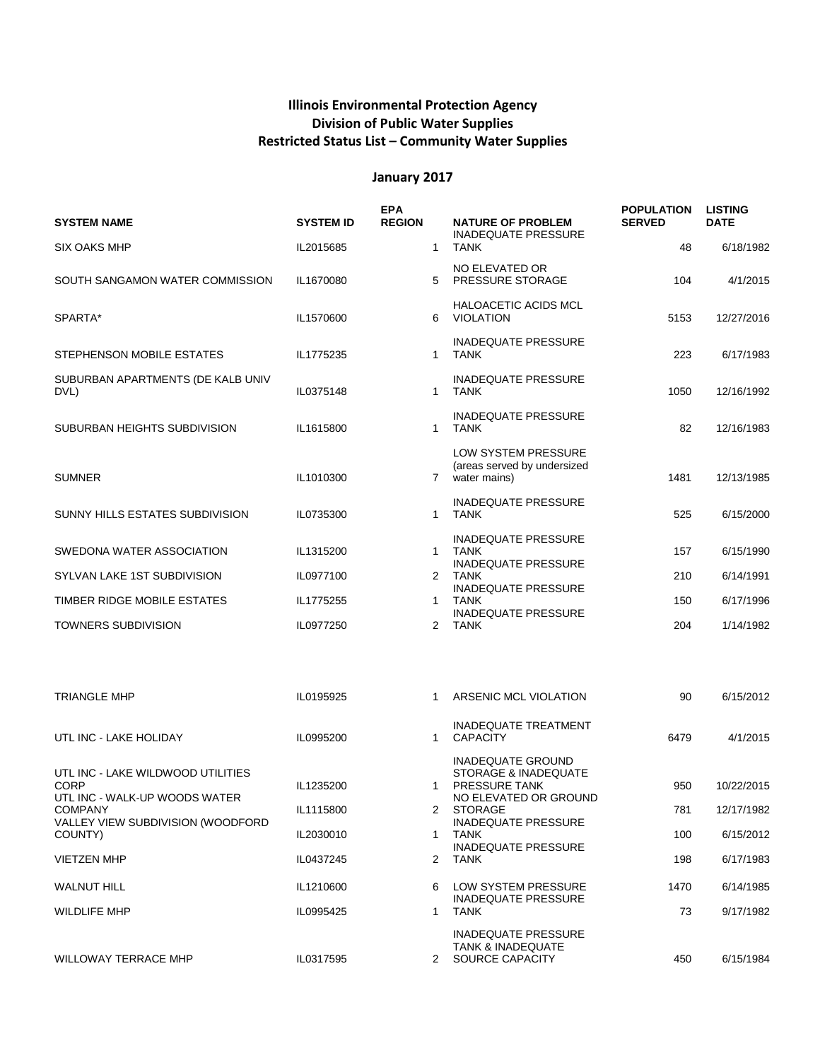**Illinois Environmental Protection Agency**
**Division of Public Water Supplies**
**Restricted Status List – Community Water Supplies**

**January 2017**

| SYSTEM NAME | SYSTEM ID | EPA REGION | NATURE OF PROBLEM | POPULATION SERVED | LISTING DATE |
|---|---|---|---|---|---|
| SIX OAKS MHP | IL2015685 | 1 | INADEQUATE PRESSURE TANK | 48 | 6/18/1982 |
| SOUTH SANGAMON WATER COMMISSION | IL1670080 | 5 | NO ELEVATED OR PRESSURE STORAGE | 104 | 4/1/2015 |
| SPARTA* | IL1570600 | 6 | HALOACETIC ACIDS MCL VIOLATION | 5153 | 12/27/2016 |
| STEPHENSON MOBILE ESTATES | IL1775235 | 1 | INADEQUATE PRESSURE TANK | 223 | 6/17/1983 |
| SUBURBAN APARTMENTS (DE KALB UNIV DVL) | IL0375148 | 1 | INADEQUATE PRESSURE TANK | 1050 | 12/16/1992 |
| SUBURBAN HEIGHTS SUBDIVISION | IL1615800 | 1 | INADEQUATE PRESSURE TANK | 82 | 12/16/1983 |
| SUMNER | IL1010300 | 7 | LOW SYSTEM PRESSURE (areas served by undersized water mains) | 1481 | 12/13/1985 |
| SUNNY HILLS ESTATES SUBDIVISION | IL0735300 | 1 | INADEQUATE PRESSURE TANK | 525 | 6/15/2000 |
| SWEDONA WATER ASSOCIATION | IL1315200 | 1 | INADEQUATE PRESSURE TANK | 157 | 6/15/1990 |
| SYLVAN LAKE 1ST SUBDIVISION | IL0977100 | 2 | INADEQUATE PRESSURE TANK | 210 | 6/14/1991 |
| TIMBER RIDGE MOBILE ESTATES | IL1775255 | 1 | INADEQUATE PRESSURE TANK | 150 | 6/17/1996 |
| TOWNERS SUBDIVISION | IL0977250 | 2 | INADEQUATE PRESSURE TANK | 204 | 1/14/1982 |
| TRIANGLE MHP | IL0195925 | 1 | ARSENIC MCL VIOLATION | 90 | 6/15/2012 |
| UTL INC - LAKE HOLIDAY | IL0995200 | 1 | INADEQUATE TREATMENT CAPACITY | 6479 | 4/1/2015 |
| UTL INC - LAKE WILDWOOD UTILITIES CORP | IL1235200 | 1 | INADEQUATE GROUND STORAGE & INADEQUATE PRESSURE TANK | 950 | 10/22/2015 |
| UTL INC - WALK-UP WOODS WATER COMPANY | IL1115800 | 2 | NO ELEVATED OR GROUND STORAGE | 781 | 12/17/1982 |
| VALLEY VIEW SUBDIVISION (WOODFORD COUNTY) | IL2030010 | 1 | INADEQUATE PRESSURE TANK | 100 | 6/15/2012 |
| VIETZEN MHP | IL0437245 | 2 | INADEQUATE PRESSURE TANK | 198 | 6/17/1983 |
| WALNUT HILL | IL1210600 | 6 | LOW SYSTEM PRESSURE | 1470 | 6/14/1985 |
| WILDLIFE MHP | IL0995425 | 1 | INADEQUATE PRESSURE TANK | 73 | 9/17/1982 |
| WILLOWAY TERRACE MHP | IL0317595 | 2 | INADEQUATE PRESSURE TANK & INADEQUATE SOURCE CAPACITY | 450 | 6/15/1984 |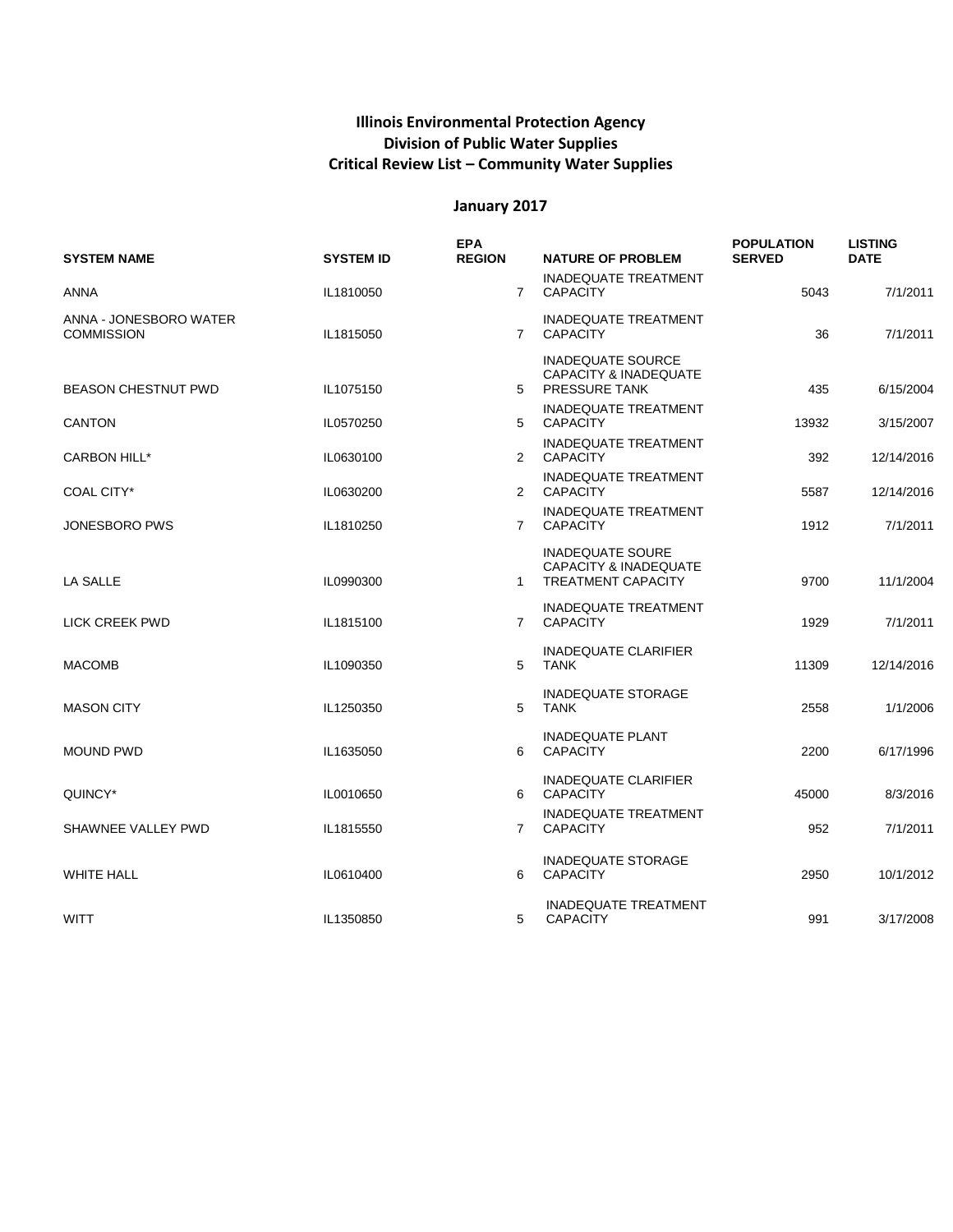**Illinois Environmental Protection Agency**
**Division of Public Water Supplies**
**Critical Review List – Community Water Supplies**

**January 2017**

| SYSTEM NAME | SYSTEM ID | EPA REGION | NATURE OF PROBLEM | POPULATION SERVED | LISTING DATE |
|---|---|---|---|---|---|
| ANNA | IL1810050 | 7 | INADEQUATE TREATMENT CAPACITY | 5043 | 7/1/2011 |
| ANNA - JONESBORO WATER COMMISSION | IL1815050 | 7 | INADEQUATE TREATMENT CAPACITY | 36 | 7/1/2011 |
| BEASON CHESTNUT PWD | IL1075150 | 5 | INADEQUATE SOURCE CAPACITY & INADEQUATE PRESSURE TANK | 435 | 6/15/2004 |
| CANTON | IL0570250 | 5 | INADEQUATE TREATMENT CAPACITY | 13932 | 3/15/2007 |
| CARBON HILL* | IL0630100 | 2 | INADEQUATE TREATMENT CAPACITY | 392 | 12/14/2016 |
| COAL CITY* | IL0630200 | 2 | INADEQUATE TREATMENT CAPACITY | 5587 | 12/14/2016 |
| JONESBORO PWS | IL1810250 | 7 | INADEQUATE TREATMENT CAPACITY | 1912 | 7/1/2011 |
| LA SALLE | IL0990300 | 1 | INADEQUATE SOURE CAPACITY & INADEQUATE TREATMENT CAPACITY | 9700 | 11/1/2004 |
| LICK CREEK PWD | IL1815100 | 7 | INADEQUATE TREATMENT CAPACITY | 1929 | 7/1/2011 |
| MACOMB | IL1090350 | 5 | INADEQUATE CLARIFIER TANK | 11309 | 12/14/2016 |
| MASON CITY | IL1250350 | 5 | INADEQUATE STORAGE TANK | 2558 | 1/1/2006 |
| MOUND PWD | IL1635050 | 6 | INADEQUATE PLANT CAPACITY | 2200 | 6/17/1996 |
| QUINCY* | IL0010650 | 6 | INADEQUATE CLARIFIER CAPACITY | 45000 | 8/3/2016 |
| SHAWNEE VALLEY PWD | IL1815550 | 7 | INADEQUATE TREATMENT CAPACITY | 952 | 7/1/2011 |
| WHITE HALL | IL0610400 | 6 | INADEQUATE STORAGE CAPACITY | 2950 | 10/1/2012 |
| WITT | IL1350850 | 5 | INADEQUATE TREATMENT CAPACITY | 991 | 3/17/2008 |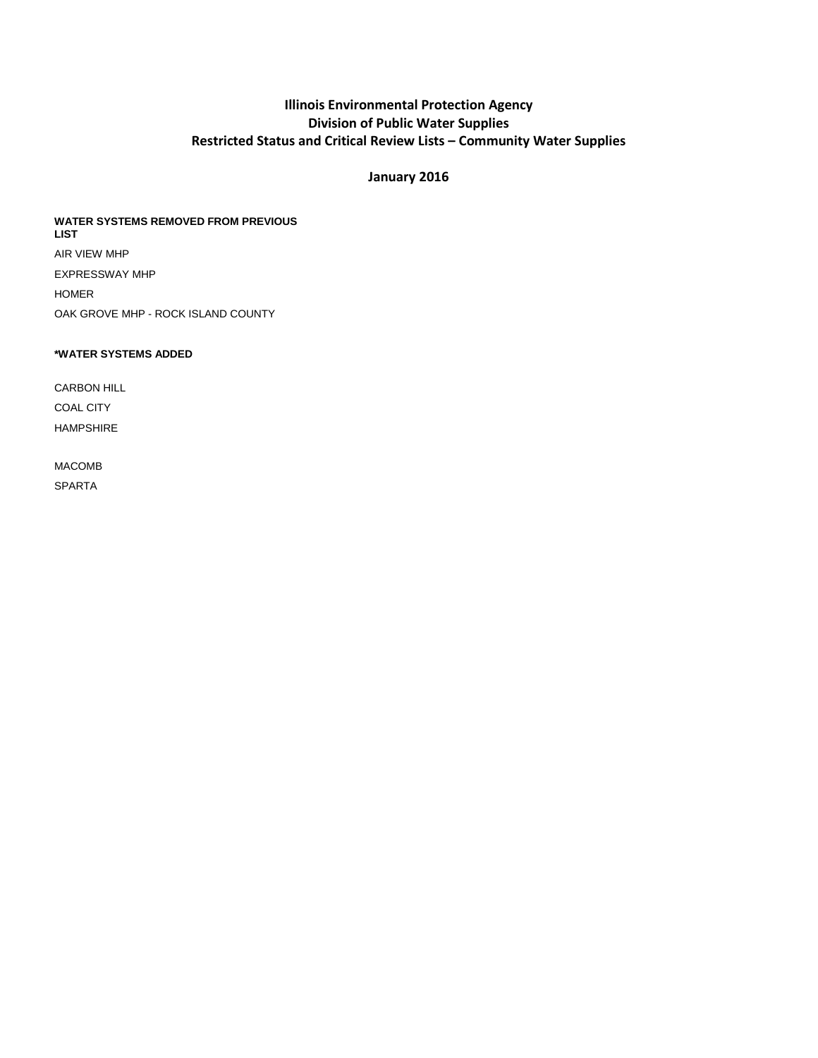# Illinois Environmental Protection Agency
# Division of Public Water Supplies
# Restricted Status and Critical Review Lists – Community Water Supplies

## January 2016

**WATER SYSTEMS REMOVED FROM PREVIOUS LIST**

AIR VIEW MHP

EXPRESSWAY MHP

HOMER

OAK GROVE MHP - ROCK ISLAND COUNTY

**\*WATER SYSTEMS ADDED**

CARBON HILL

COAL CITY

HAMPSHIRE

MACOMB

SPARTA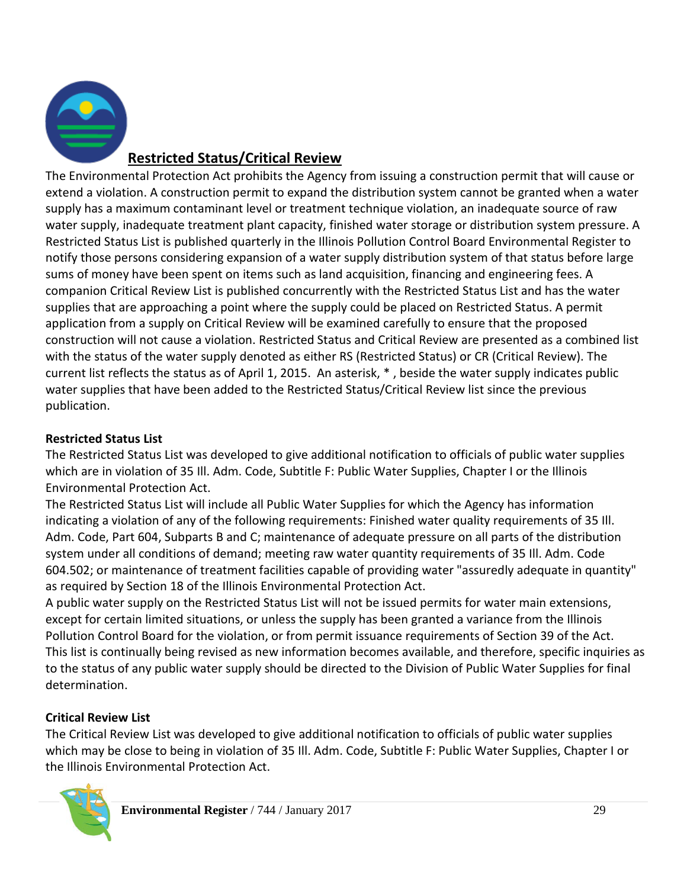## Restricted Status/Critical Review

The Environmental Protection Act prohibits the Agency from issuing a construction permit that will cause or extend a violation. A construction permit to expand the distribution system cannot be granted when a water supply has a maximum contaminant level or treatment technique violation, an inadequate source of raw water supply, inadequate treatment plant capacity, finished water storage or distribution system pressure. A Restricted Status List is published quarterly in the Illinois Pollution Control Board Environmental Register to notify those persons considering expansion of a water supply distribution system of that status before large sums of money have been spent on items such as land acquisition, financing and engineering fees. A companion Critical Review List is published concurrently with the Restricted Status List and has the water supplies that are approaching a point where the supply could be placed on Restricted Status. A permit application from a supply on Critical Review will be examined carefully to ensure that the proposed construction will not cause a violation. Restricted Status and Critical Review are presented as a combined list with the status of the water supply denoted as either RS (Restricted Status) or CR (Critical Review). The current list reflects the status as of April 1, 2015. An asterisk, * , beside the water supply indicates public water supplies that have been added to the Restricted Status/Critical Review list since the previous publication.

**Restricted Status List**

The Restricted Status List was developed to give additional notification to officials of public water supplies which are in violation of 35 Ill. Adm. Code, Subtitle F: Public Water Supplies, Chapter I or the Illinois Environmental Protection Act.

The Restricted Status List will include all Public Water Supplies for which the Agency has information indicating a violation of any of the following requirements: Finished water quality requirements of 35 Ill. Adm. Code, Part 604, Subparts B and C; maintenance of adequate pressure on all parts of the distribution system under all conditions of demand; meeting raw water quantity requirements of 35 Ill. Adm. Code 604.502; or maintenance of treatment facilities capable of providing water "assuredly adequate in quantity" as required by Section 18 of the Illinois Environmental Protection Act.

A public water supply on the Restricted Status List will not be issued permits for water main extensions, except for certain limited situations, or unless the supply has been granted a variance from the Illinois Pollution Control Board for the violation, or from permit issuance requirements of Section 39 of the Act. This list is continually being revised as new information becomes available, and therefore, specific inquiries as to the status of any public water supply should be directed to the Division of Public Water Supplies for final determination.

**Critical Review List**

The Critical Review List was developed to give additional notification to officials of public water supplies which may be close to being in violation of 35 Ill. Adm. Code, Subtitle F: Public Water Supplies, Chapter I or the Illinois Environmental Protection Act.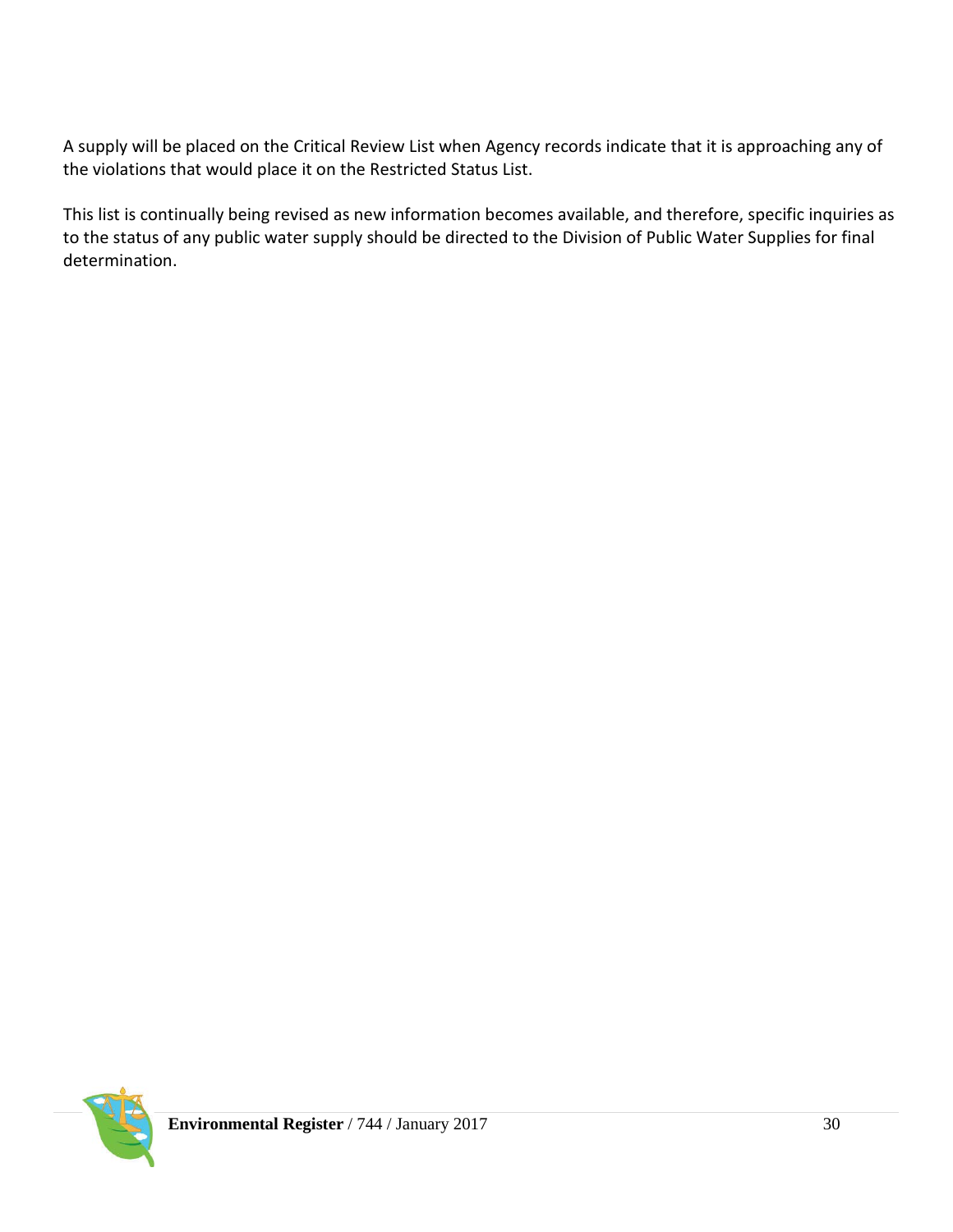A supply will be placed on the Critical Review List when Agency records indicate that it is approaching any of the violations that would place it on the Restricted Status List.

This list is continually being revised as new information becomes available, and therefore, specific inquiries as to the status of any public water supply should be directed to the Division of Public Water Supplies for final determination.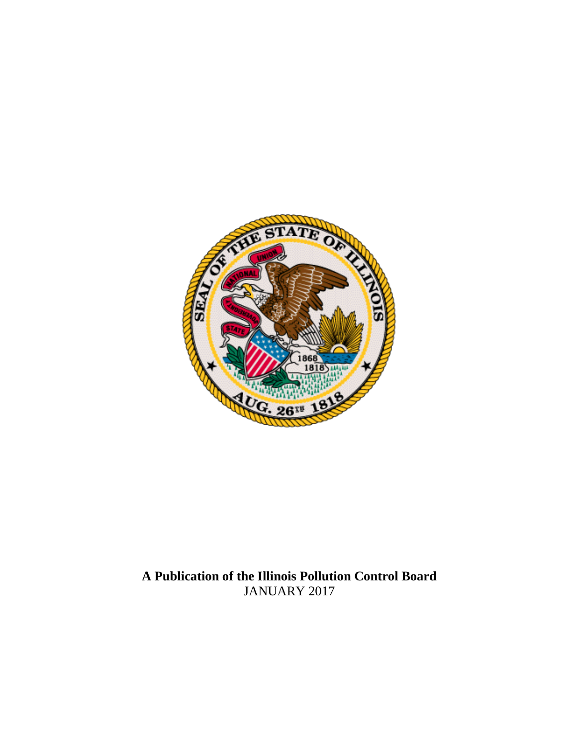**A Publication of the Illinois Pollution Control Board**
JANUARY 2017